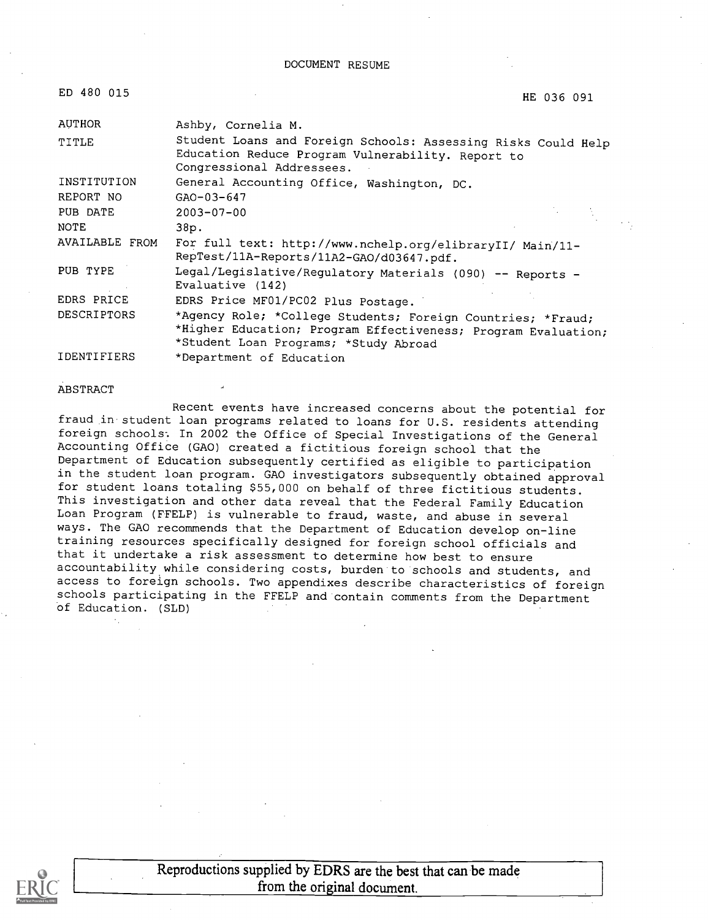# DOCUMENT RESUME

ED 480 015 HE 036 091

| | |
|---|---|
| AUTHOR | Ashby, Cornelia M. |
| TITLE | Student Loans and Foreign Schools: Assessing Risks Could Help Education Reduce Program Vulnerability. Report to Congressional Addressees. |
| INSTITUTION | General Accounting Office, Washington, DC. |
| REPORT NO | GAO-03-647 |
| PUB DATE | 2003-07-00 |
| NOTE | 38p. |
| AVAILABLE FROM | For full text: http://www.nchelp.org/elibraryII/ Main/11-RepTest/11A-Reports/11A2-GAO/d03647.pdf. |
| PUB TYPE | Legal/Legislative/Regulatory Materials (090) -- Reports - Evaluative (142) |
| EDRS PRICE | EDRS Price MF01/PC02 Plus Postage. |
| DESCRIPTORS | *Agency Role; *College Students; Foreign Countries; *Fraud; *Higher Education; Program Effectiveness; Program Evaluation; *Student Loan Programs; *Study Abroad |
| IDENTIFIERS | *Department of Education |

ABSTRACT

Recent events have increased concerns about the potential for fraud in student loan programs related to loans for U.S. residents attending foreign schools. In 2002 the Office of Special Investigations of the General Accounting Office (GAO) created a fictitious foreign school that the Department of Education subsequently certified as eligible to participation in the student loan program. GAO investigators subsequently obtained approval for student loans totaling $55,000 on behalf of three fictitious students. This investigation and other data reveal that the Federal Family Education Loan Program (FFELP) is vulnerable to fraud, waste, and abuse in several ways. The GAO recommends that the Department of Education develop on-line training resources specifically designed for foreign school officials and that it undertake a risk assessment to determine how best to ensure accountability while considering costs, burden to schools and students, and access to foreign schools. Two appendixes describe characteristics of foreign schools participating in the FFELP and contain comments from the Department of Education. (SLD)

Reproductions supplied by EDRS are the best that can be made from the original document.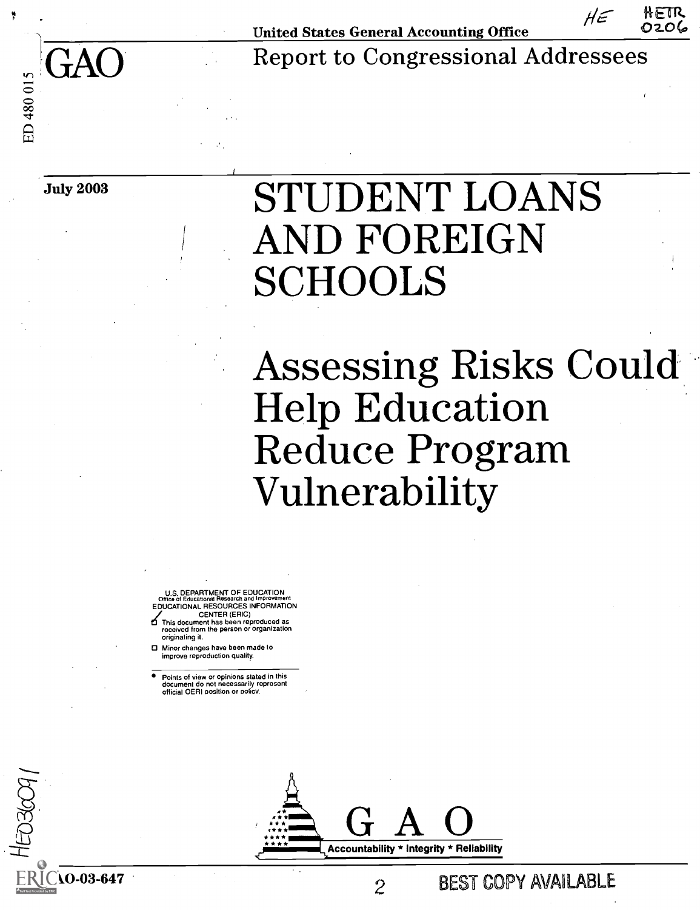United States General Accounting Office

# GAO

Report to Congressional Addressees

July 2003

# STUDENT LOANS AND FOREIGN SCHOOLS

## Assessing Risks Could Help Education Reduce Program Vulnerability

U.S. DEPARTMENT OF EDUCATION
Office of Educational Research and Improvement
EDUCATIONAL RESOURCES INFORMATION CENTER (ERIC)

- ☑ This document has been reproduced as received from the person or organization originating it.
- ☐ Minor changes have been made to improve reproduction quality.

- Points of view or opinions stated in this document do not necessarily represent official OERI position or policy.

GAO
Accountability * Integrity * Reliability

GAO-03-647

BEST COPY AVAILABLE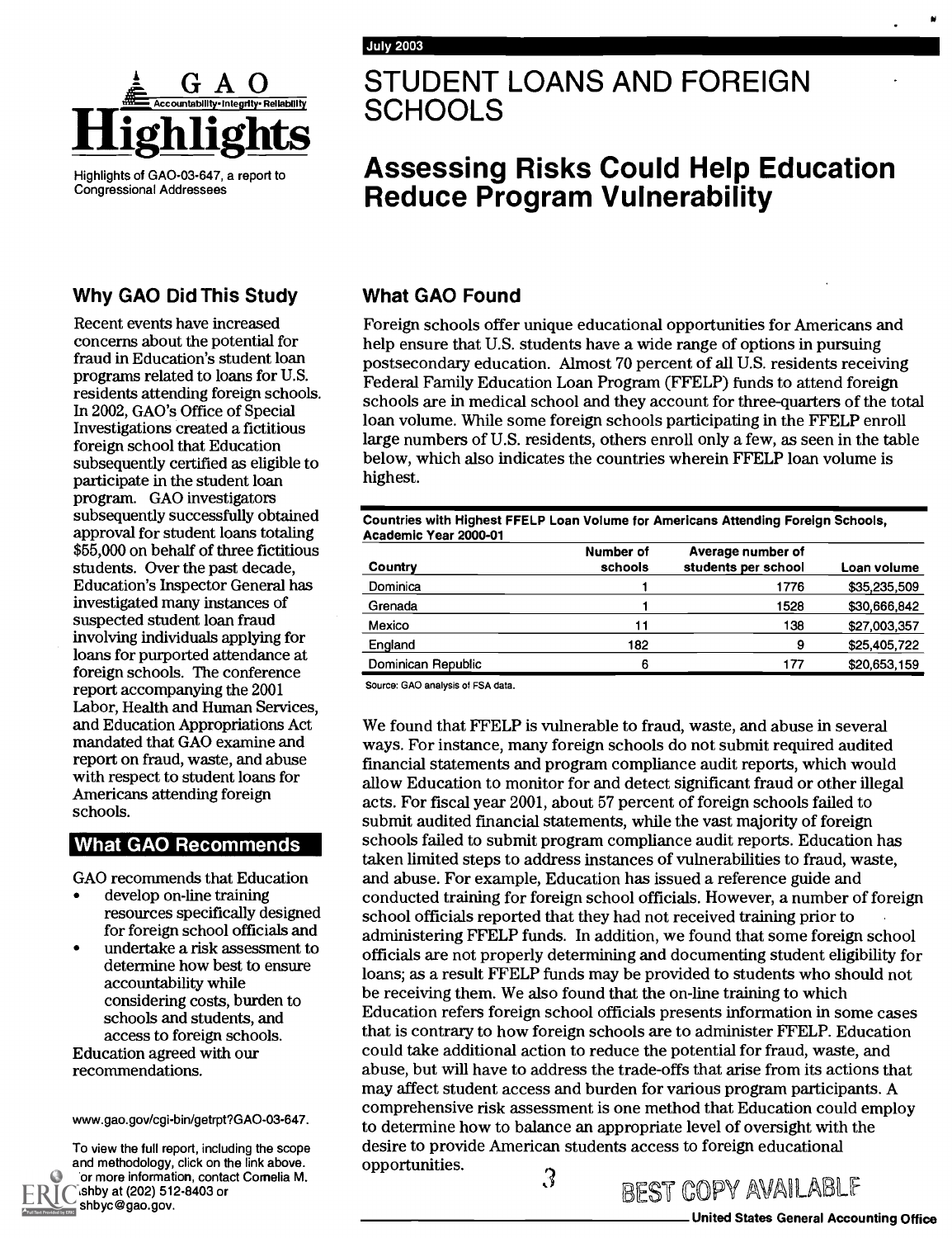# GAO Highlights

Highlights of GAO-03-647, a report to Congressional Addressees

July 2003

## STUDENT LOANS AND FOREIGN SCHOOLS

## Assessing Risks Could Help Education Reduce Program Vulnerability

### Why GAO Did This Study

Recent events have increased concerns about the potential for fraud in Education's student loan programs related to loans for U.S. residents attending foreign schools. In 2002, GAO's Office of Special Investigations created a fictitious foreign school that Education subsequently certified as eligible to participate in the student loan program. GAO investigators subsequently successfully obtained approval for student loans totaling $55,000 on behalf of three fictitious students. Over the past decade, Education's Inspector General has investigated many instances of suspected student loan fraud involving individuals applying for loans for purported attendance at foreign schools. The conference report accompanying the 2001 Labor, Health and Human Services, and Education Appropriations Act mandated that GAO examine and report on fraud, waste, and abuse with respect to student loans for Americans attending foreign schools.

### What GAO Recommends

GAO recommends that Education

- develop on-line training resources specifically designed for foreign school officials and
- undertake a risk assessment to determine how best to ensure accountability while considering costs, burden to schools and students, and access to foreign schools.

Education agreed with our recommendations.

www.gao.gov/cgi-bin/getrpt?GAO-03-647.

To view the full report, including the scope and methodology, click on the link above. For more information, contact Cornelia M. Ashby at (202) 512-8403 or ashbyc@gao.gov.

### What GAO Found

Foreign schools offer unique educational opportunities for Americans and help ensure that U.S. students have a wide range of options in pursuing postsecondary education. Almost 70 percent of all U.S. residents receiving Federal Family Education Loan Program (FFELP) funds to attend foreign schools are in medical school and they account for three-quarters of the total loan volume. While some foreign schools participating in the FFELP enroll large numbers of U.S. residents, others enroll only a few, as seen in the table below, which also indicates the countries wherein FFELP loan volume is highest.

**Countries with Highest FFELP Loan Volume for Americans Attending Foreign Schools, Academic Year 2000-01**

| Country | Number of schools | Average number of students per school | Loan volume |
|---|---|---|---|
| Dominica | 1 | 1776 | $35,235,509 |
| Grenada | 1 | 1528 | $30,666,842 |
| Mexico | 11 | 138 | $27,003,357 |
| England | 182 | 9 | $25,405,722 |
| Dominican Republic | 6 | 177 | $20,653,159 |

Source: GAO analysis of FSA data.

We found that FFELP is vulnerable to fraud, waste, and abuse in several ways. For instance, many foreign schools do not submit required audited financial statements and program compliance audit reports, which would allow Education to monitor for and detect significant fraud or other illegal acts. For fiscal year 2001, about 57 percent of foreign schools failed to submit audited financial statements, while the vast majority of foreign schools failed to submit program compliance audit reports. Education has taken limited steps to address instances of vulnerabilities to fraud, waste, and abuse. For example, Education has issued a reference guide and conducted training for foreign school officials. However, a number of foreign school officials reported that they had not received training prior to administering FFELP funds. In addition, we found that some foreign school officials are not properly determining and documenting student eligibility for loans; as a result FFELP funds may be provided to students who should not be receiving them. We also found that the on-line training to which Education refers foreign school officials presents information in some cases that is contrary to how foreign schools are to administer FFELP. Education could take additional action to reduce the potential for fraud, waste, and abuse, but will have to address the trade-offs that arise from its actions that may affect student access and burden for various program participants. A comprehensive risk assessment is one method that Education could employ to determine how to balance an appropriate level of oversight with the desire to provide American students access to foreign educational opportunities.

BEST COPY AVAILABLE

United States General Accounting Office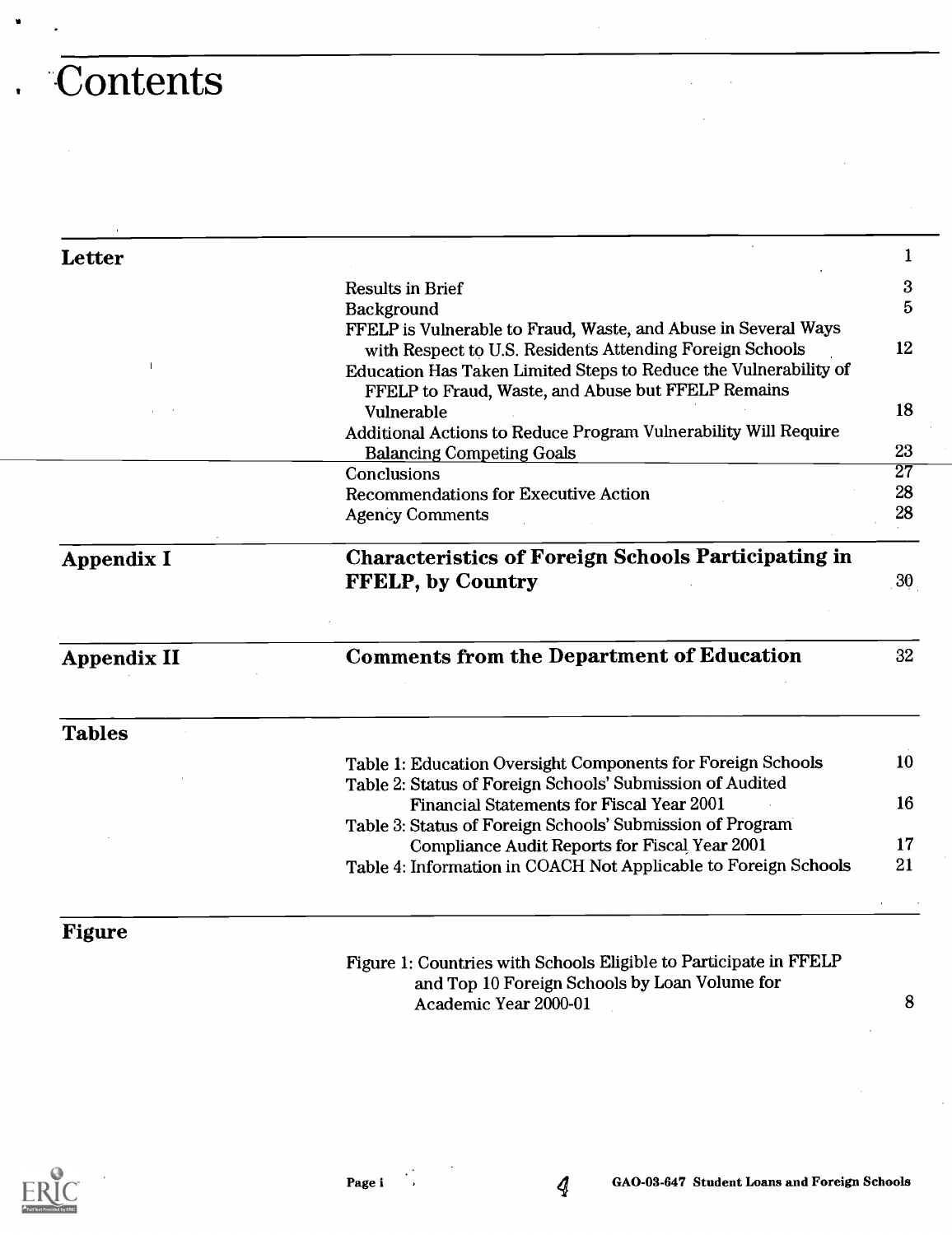# Contents

| | | |
|---|---|---|
| **Letter** | | 1 |
| | Results in Brief | 3 |
| | Background | 5 |
| | FFELP is Vulnerable to Fraud, Waste, and Abuse in Several Ways with Respect to U.S. Residents Attending Foreign Schools | 12 |
| | Education Has Taken Limited Steps to Reduce the Vulnerability of FFELP to Fraud, Waste, and Abuse but FFELP Remains Vulnerable | 18 |
| | Additional Actions to Reduce Program Vulnerability Will Require Balancing Competing Goals | 23 |
| | Conclusions | 27 |
| | Recommendations for Executive Action | 28 |
| | Agency Comments | 28 |
| **Appendix I** | **Characteristics of Foreign Schools Participating in FFELP, by Country** | 30 |
| **Appendix II** | **Comments from the Department of Education** | 32 |
| **Tables** | | |
| | Table 1: Education Oversight Components for Foreign Schools | 10 |
| | Table 2: Status of Foreign Schools' Submission of Audited Financial Statements for Fiscal Year 2001 | 16 |
| | Table 3: Status of Foreign Schools' Submission of Program Compliance Audit Reports for Fiscal Year 2001 | 17 |
| | Table 4: Information in COACH Not Applicable to Foreign Schools | 21 |
| **Figure** | | |
| | Figure 1: Countries with Schools Eligible to Participate in FFELP and Top 10 Foreign Schools by Loan Volume for Academic Year 2000-01 | 8 |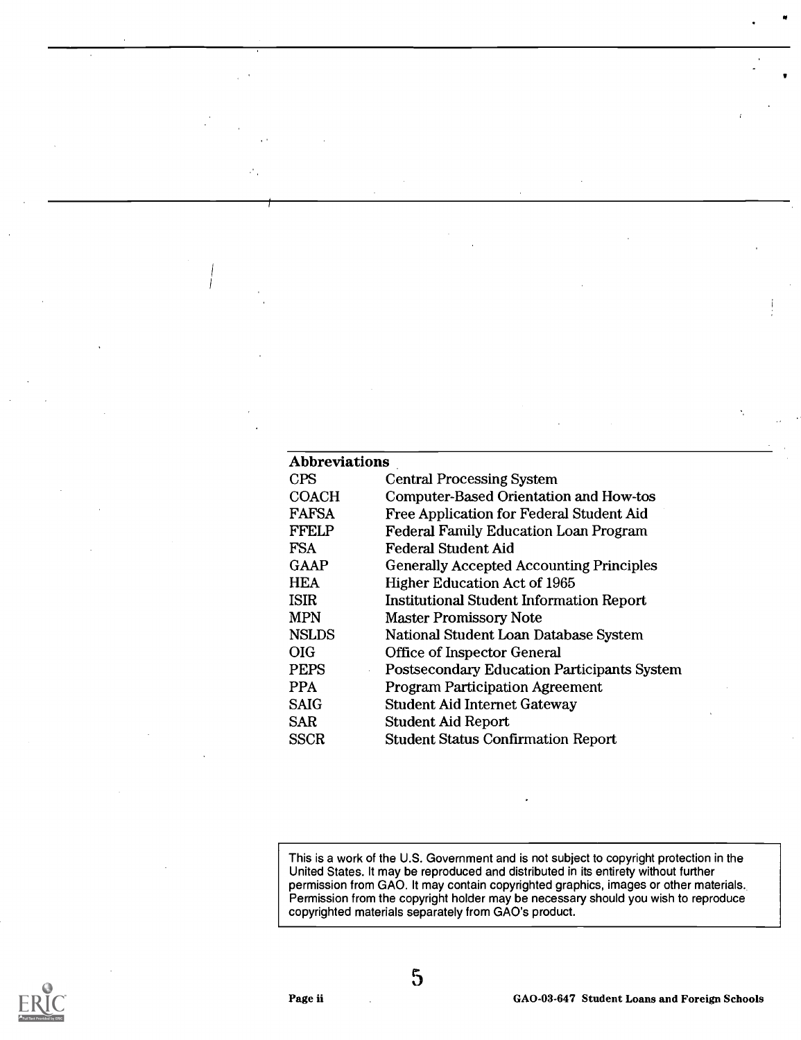## Abbreviations

| | |
|---|---|
| CPS | Central Processing System |
| COACH | Computer-Based Orientation and How-tos |
| FAFSA | Free Application for Federal Student Aid |
| FFELP | Federal Family Education Loan Program |
| FSA | Federal Student Aid |
| GAAP | Generally Accepted Accounting Principles |
| HEA | Higher Education Act of 1965 |
| ISIR | Institutional Student Information Report |
| MPN | Master Promissory Note |
| NSLDS | National Student Loan Database System |
| OIG | Office of Inspector General |
| PEPS | Postsecondary Education Participants System |
| PPA | Program Participation Agreement |
| SAIG | Student Aid Internet Gateway |
| SAR | Student Aid Report |
| SSCR | Student Status Confirmation Report |

This is a work of the U.S. Government and is not subject to copyright protection in the United States. It may be reproduced and distributed in its entirety without further permission from GAO. It may contain copyrighted graphics, images or other materials. Permission from the copyright holder may be necessary should you wish to reproduce copyrighted materials separately from GAO's product.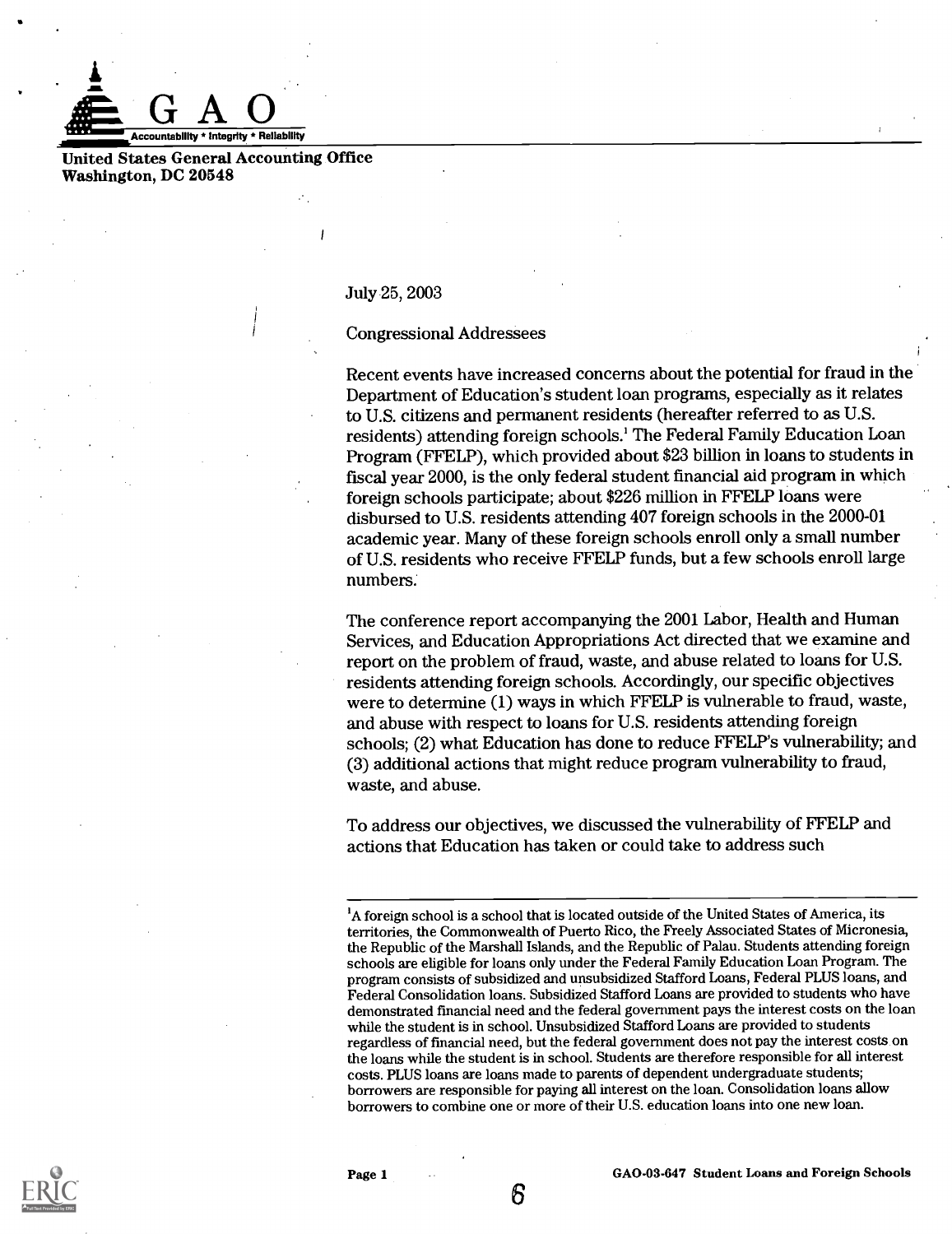GAO

Accountability * Integrity * Reliability

United States General Accounting Office
Washington, DC 20548

July 25, 2003

Congressional Addressees

Recent events have increased concerns about the potential for fraud in the Department of Education's student loan programs, especially as it relates to U.S. citizens and permanent residents (hereafter referred to as U.S. residents) attending foreign schools.[1] The Federal Family Education Loan Program (FFELP), which provided about $23 billion in loans to students in fiscal year 2000, is the only federal student financial aid program in which foreign schools participate; about $226 million in FFELP loans were disbursed to U.S. residents attending 407 foreign schools in the 2000-01 academic year. Many of these foreign schools enroll only a small number of U.S. residents who receive FFELP funds, but a few schools enroll large numbers.

The conference report accompanying the 2001 Labor, Health and Human Services, and Education Appropriations Act directed that we examine and report on the problem of fraud, waste, and abuse related to loans for U.S. residents attending foreign schools. Accordingly, our specific objectives were to determine (1) ways in which FFELP is vulnerable to fraud, waste, and abuse with respect to loans for U.S. residents attending foreign schools; (2) what Education has done to reduce FFELP's vulnerability; and (3) additional actions that might reduce program vulnerability to fraud, waste, and abuse.

To address our objectives, we discussed the vulnerability of FFELP and actions that Education has taken or could take to address such

[1]A foreign school is a school that is located outside of the United States of America, its territories, the Commonwealth of Puerto Rico, the Freely Associated States of Micronesia, the Republic of the Marshall Islands, and the Republic of Palau. Students attending foreign schools are eligible for loans only under the Federal Family Education Loan Program. The program consists of subsidized and unsubsidized Stafford Loans, Federal PLUS loans, and Federal Consolidation loans. Subsidized Stafford Loans are provided to students who have demonstrated financial need and the federal government pays the interest costs on the loan while the student is in school. Unsubsidized Stafford Loans are provided to students regardless of financial need, but the federal government does not pay the interest costs on the loans while the student is in school. Students are therefore responsible for all interest costs. PLUS loans are loans made to parents of dependent undergraduate students; borrowers are responsible for paying all interest on the loan. Consolidation loans allow borrowers to combine one or more of their U.S. education loans into one new loan.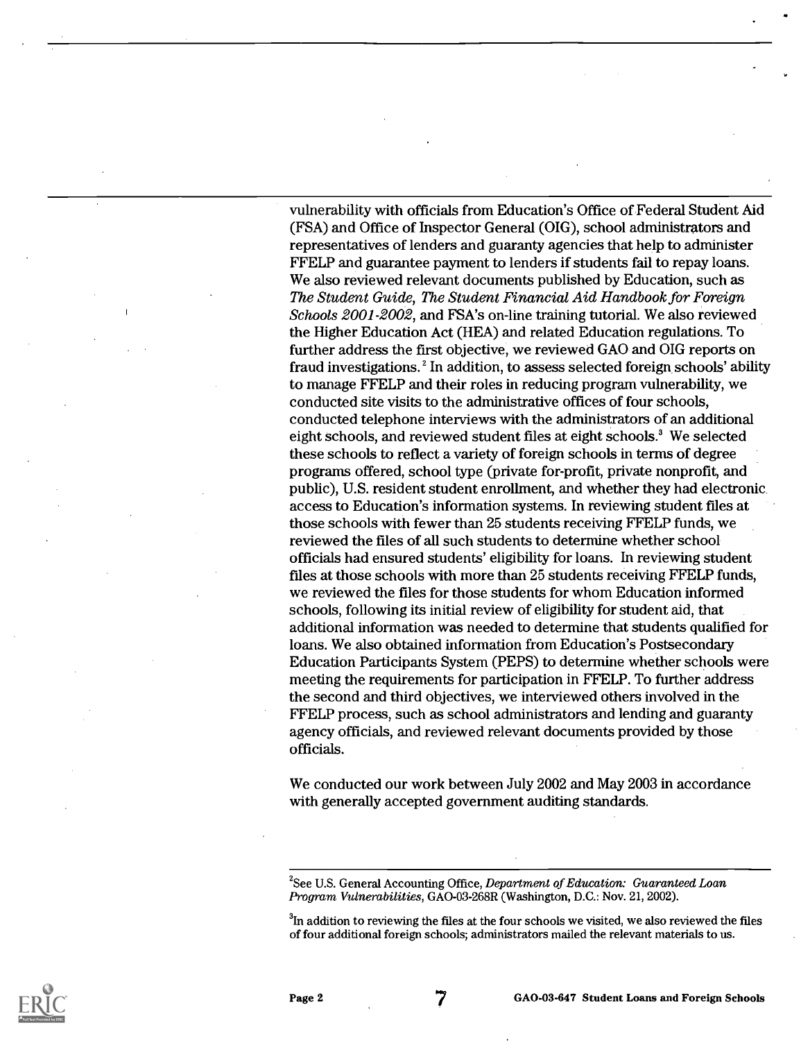vulnerability with officials from Education's Office of Federal Student Aid (FSA) and Office of Inspector General (OIG), school administrators and representatives of lenders and guaranty agencies that help to administer FFELP and guarantee payment to lenders if students fail to repay loans. We also reviewed relevant documents published by Education, such as *The Student Guide*, *The Student Financial Aid Handbook for Foreign Schools 2001-2002*, and FSA's on-line training tutorial. We also reviewed the Higher Education Act (HEA) and related Education regulations. To further address the first objective, we reviewed GAO and OIG reports on fraud investigations.[2] In addition, to assess selected foreign schools' ability to manage FFELP and their roles in reducing program vulnerability, we conducted site visits to the administrative offices of four schools, conducted telephone interviews with the administrators of an additional eight schools, and reviewed student files at eight schools.[3] We selected these schools to reflect a variety of foreign schools in terms of degree programs offered, school type (private for-profit, private nonprofit, and public), U.S. resident student enrollment, and whether they had electronic access to Education's information systems. In reviewing student files at those schools with fewer than 25 students receiving FFELP funds, we reviewed the files of all such students to determine whether school officials had ensured students' eligibility for loans. In reviewing student files at those schools with more than 25 students receiving FFELP funds, we reviewed the files for those students for whom Education informed schools, following its initial review of eligibility for student aid, that additional information was needed to determine that students qualified for loans. We also obtained information from Education's Postsecondary Education Participants System (PEPS) to determine whether schools were meeting the requirements for participation in FFELP. To further address the second and third objectives, we interviewed others involved in the FFELP process, such as school administrators and lending and guaranty agency officials, and reviewed relevant documents provided by those officials.

We conducted our work between July 2002 and May 2003 in accordance with generally accepted government auditing standards.

---

[2]See U.S. General Accounting Office, *Department of Education: Guaranteed Loan Program Vulnerabilities*, GAO-03-268R (Washington, D.C.: Nov. 21, 2002).

[3]In addition to reviewing the files at the four schools we visited, we also reviewed the files of four additional foreign schools; administrators mailed the relevant materials to us.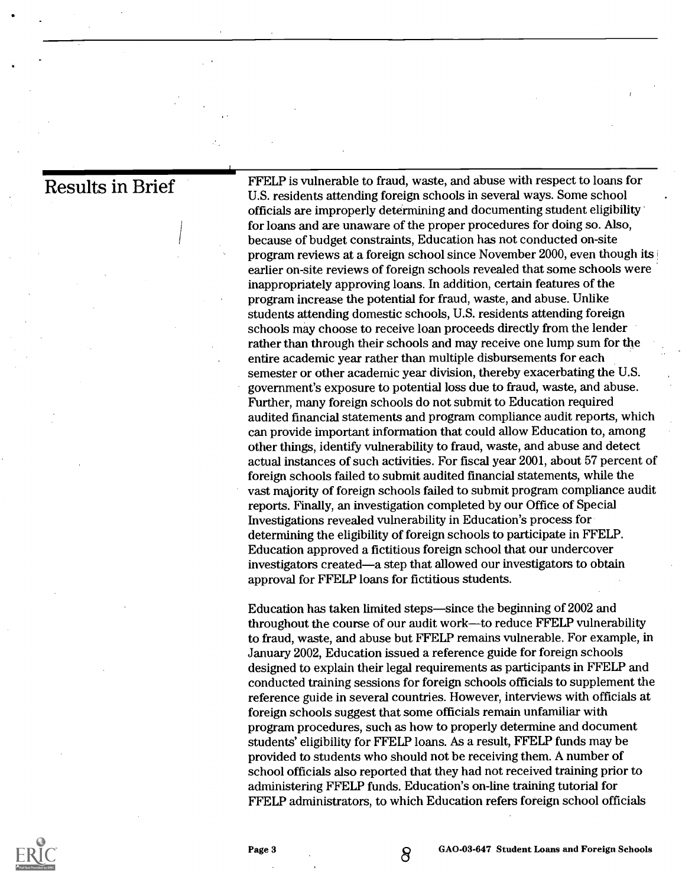## Results in Brief

FFELP is vulnerable to fraud, waste, and abuse with respect to loans for U.S. residents attending foreign schools in several ways. Some school officials are improperly determining and documenting student eligibility for loans and are unaware of the proper procedures for doing so. Also, because of budget constraints, Education has not conducted on-site program reviews at a foreign school since November 2000, even though its earlier on-site reviews of foreign schools revealed that some schools were inappropriately approving loans. In addition, certain features of the program increase the potential for fraud, waste, and abuse. Unlike students attending domestic schools, U.S. residents attending foreign schools may choose to receive loan proceeds directly from the lender rather than through their schools and may receive one lump sum for the entire academic year rather than multiple disbursements for each semester or other academic year division, thereby exacerbating the U.S. government's exposure to potential loss due to fraud, waste, and abuse. Further, many foreign schools do not submit to Education required audited financial statements and program compliance audit reports, which can provide important information that could allow Education to, among other things, identify vulnerability to fraud, waste, and abuse and detect actual instances of such activities. For fiscal year 2001, about 57 percent of foreign schools failed to submit audited financial statements, while the vast majority of foreign schools failed to submit program compliance audit reports. Finally, an investigation completed by our Office of Special Investigations revealed vulnerability in Education's process for determining the eligibility of foreign schools to participate in FFELP. Education approved a fictitious foreign school that our undercover investigators created—a step that allowed our investigators to obtain approval for FFELP loans for fictitious students.

Education has taken limited steps—since the beginning of 2002 and throughout the course of our audit work—to reduce FFELP vulnerability to fraud, waste, and abuse but FFELP remains vulnerable. For example, in January 2002, Education issued a reference guide for foreign schools designed to explain their legal requirements as participants in FFELP and conducted training sessions for foreign schools officials to supplement the reference guide in several countries. However, interviews with officials at foreign schools suggest that some officials remain unfamiliar with program procedures, such as how to properly determine and document students' eligibility for FFELP loans. As a result, FFELP funds may be provided to students who should not be receiving them. A number of school officials also reported that they had not received training prior to administering FFELP funds. Education's on-line training tutorial for FFELP administrators, to which Education refers foreign school officials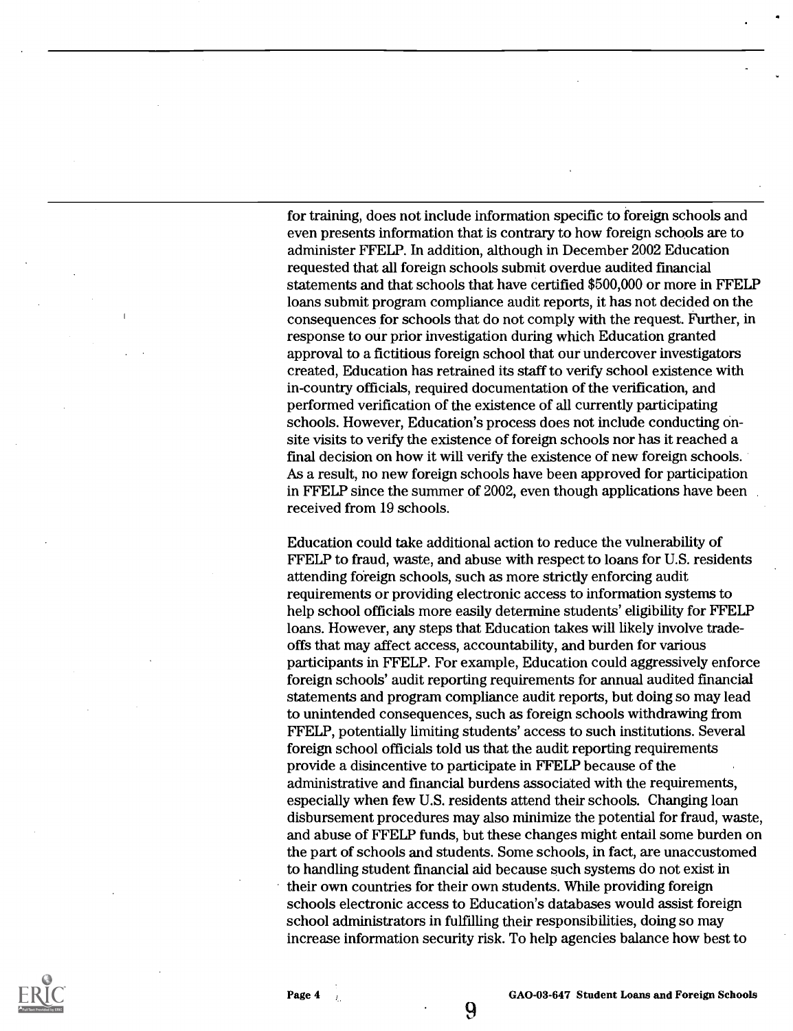for training, does not include information specific to foreign schools and even presents information that is contrary to how foreign schools are to administer FFELP. In addition, although in December 2002 Education requested that all foreign schools submit overdue audited financial statements and that schools that have certified $500,000 or more in FFELP loans submit program compliance audit reports, it has not decided on the consequences for schools that do not comply with the request. Further, in response to our prior investigation during which Education granted approval to a fictitious foreign school that our undercover investigators created, Education has retrained its staff to verify school existence with in-country officials, required documentation of the verification, and performed verification of the existence of all currently participating schools. However, Education's process does not include conducting on-site visits to verify the existence of foreign schools nor has it reached a final decision on how it will verify the existence of new foreign schools. As a result, no new foreign schools have been approved for participation in FFELP since the summer of 2002, even though applications have been received from 19 schools.

Education could take additional action to reduce the vulnerability of FFELP to fraud, waste, and abuse with respect to loans for U.S. residents attending foreign schools, such as more strictly enforcing audit requirements or providing electronic access to information systems to help school officials more easily determine students' eligibility for FFELP loans. However, any steps that Education takes will likely involve trade-offs that may affect access, accountability, and burden for various participants in FFELP. For example, Education could aggressively enforce foreign schools' audit reporting requirements for annual audited financial statements and program compliance audit reports, but doing so may lead to unintended consequences, such as foreign schools withdrawing from FFELP, potentially limiting students' access to such institutions. Several foreign school officials told us that the audit reporting requirements provide a disincentive to participate in FFELP because of the administrative and financial burdens associated with the requirements, especially when few U.S. residents attend their schools. Changing loan disbursement procedures may also minimize the potential for fraud, waste, and abuse of FFELP funds, but these changes might entail some burden on the part of schools and students. Some schools, in fact, are unaccustomed to handling student financial aid because such systems do not exist in their own countries for their own students. While providing foreign schools electronic access to Education's databases would assist foreign school administrators in fulfilling their responsibilities, doing so may increase information security risk. To help agencies balance how best to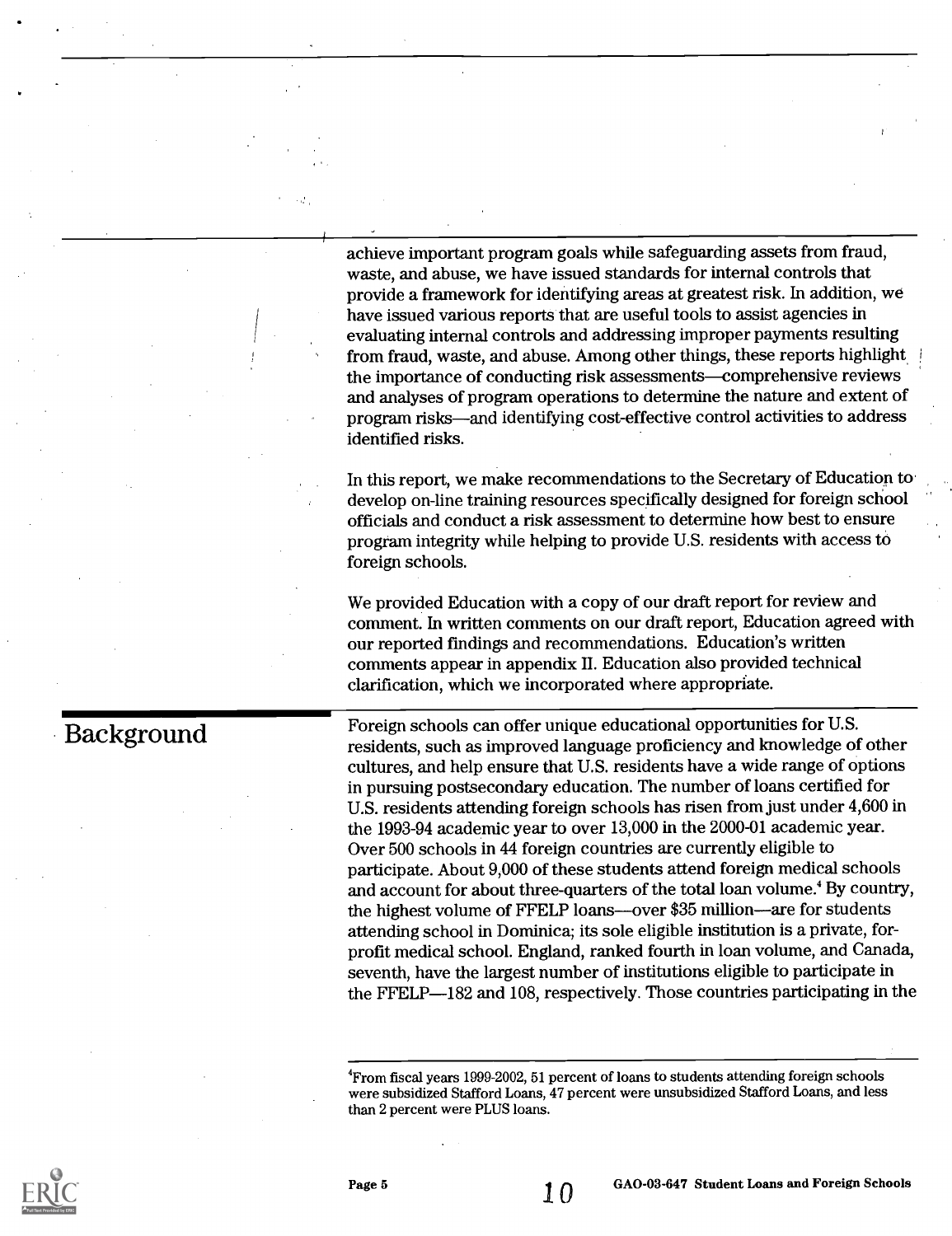achieve important program goals while safeguarding assets from fraud, waste, and abuse, we have issued standards for internal controls that provide a framework for identifying areas at greatest risk. In addition, we have issued various reports that are useful tools to assist agencies in evaluating internal controls and addressing improper payments resulting from fraud, waste, and abuse. Among other things, these reports highlight the importance of conducting risk assessments—comprehensive reviews and analyses of program operations to determine the nature and extent of program risks—and identifying cost-effective control activities to address identified risks.

In this report, we make recommendations to the Secretary of Education to develop on-line training resources specifically designed for foreign school officials and conduct a risk assessment to determine how best to ensure program integrity while helping to provide U.S. residents with access to foreign schools.

We provided Education with a copy of our draft report for review and comment. In written comments on our draft report, Education agreed with our reported findings and recommendations. Education's written comments appear in appendix II. Education also provided technical clarification, which we incorporated where appropriate.

## Background

Foreign schools can offer unique educational opportunities for U.S. residents, such as improved language proficiency and knowledge of other cultures, and help ensure that U.S. residents have a wide range of options in pursuing postsecondary education. The number of loans certified for U.S. residents attending foreign schools has risen from just under 4,600 in the 1993-94 academic year to over 13,000 in the 2000-01 academic year. Over 500 schools in 44 foreign countries are currently eligible to participate. About 9,000 of these students attend foreign medical schools and account for about three-quarters of the total loan volume.[4] By country, the highest volume of FFELP loans—over $35 million—are for students attending school in Dominica; its sole eligible institution is a private, for-profit medical school. England, ranked fourth in loan volume, and Canada, seventh, have the largest number of institutions eligible to participate in the FFELP—182 and 108, respectively. Those countries participating in the

[4] From fiscal years 1999-2002, 51 percent of loans to students attending foreign schools were subsidized Stafford Loans, 47 percent were unsubsidized Stafford Loans, and less than 2 percent were PLUS loans.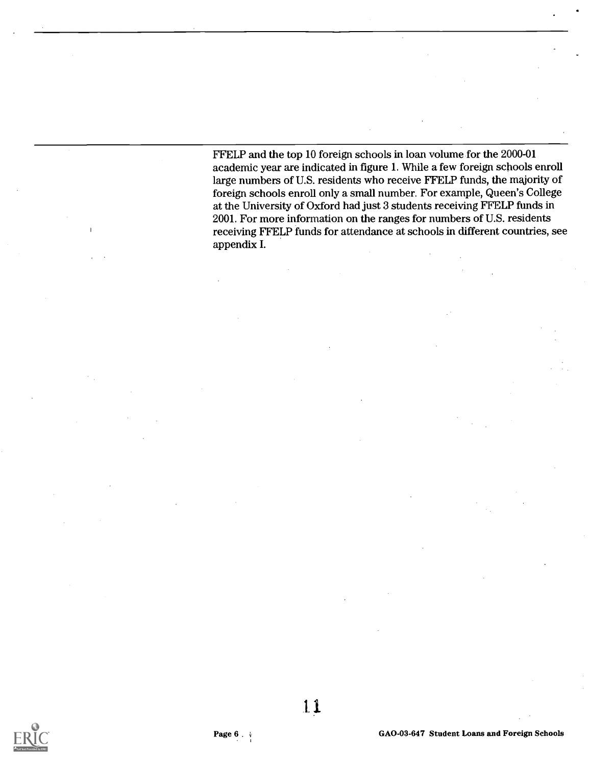FFELP and the top 10 foreign schools in loan volume for the 2000-01 academic year are indicated in figure 1. While a few foreign schools enroll large numbers of U.S. residents who receive FFELP funds, the majority of foreign schools enroll only a small number. For example, Queen's College at the University of Oxford had just 3 students receiving FFELP funds in 2001. For more information on the ranges for numbers of U.S. residents receiving FFELP funds for attendance at schools in different countries, see appendix I.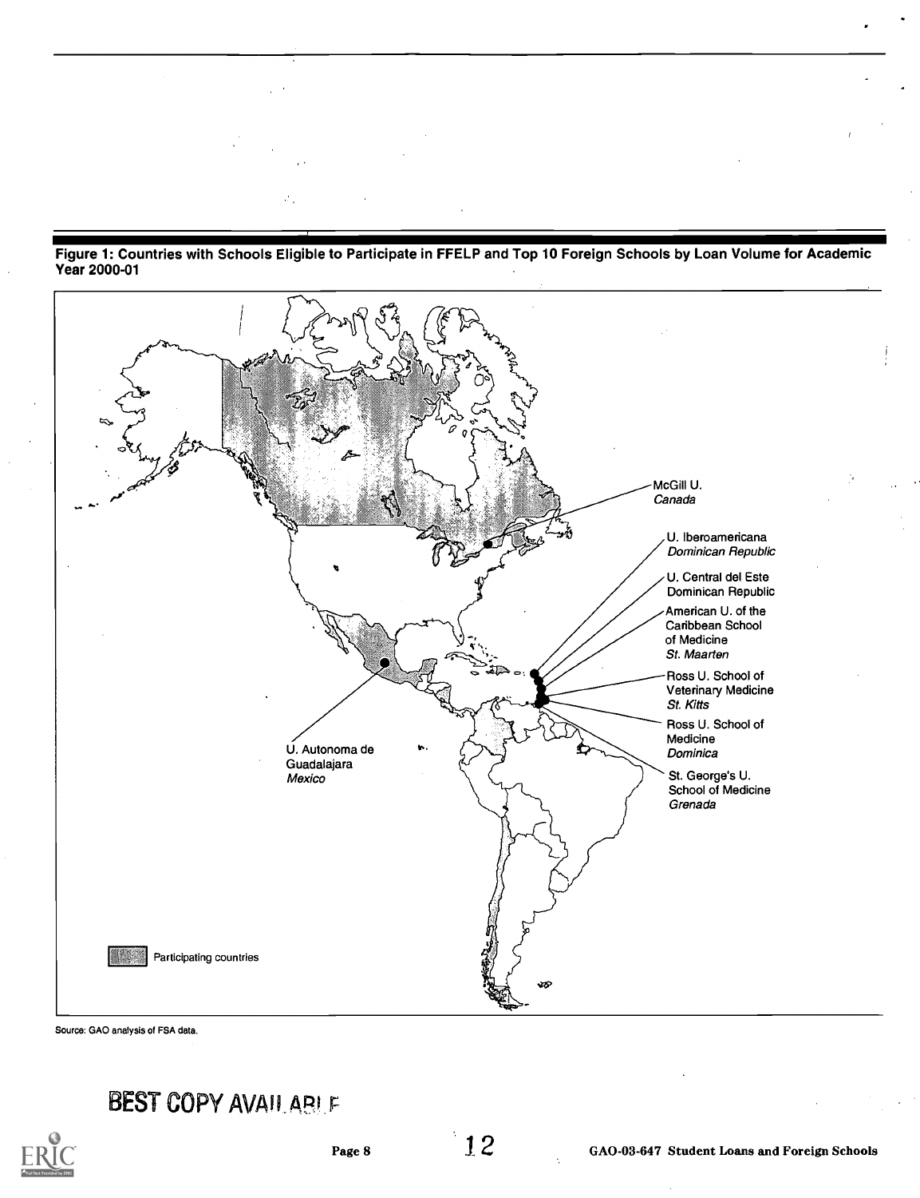**Figure 1: Countries with Schools Eligible to Participate in FFELP and Top 10 Foreign Schools by Loan Volume for Academic Year 2000-01**

McGill U.
*Canada*

U. Iberoamericana
*Dominican Republic*

U. Central del Este
Dominican Republic

American U. of the Caribbean School of Medicine
*St. Maarten*

Ross U. School of Veterinary Medicine
*St. Kitts*

Ross U. School of Medicine
*Dominica*

St. George's U. School of Medicine
*Grenada*

U. Autonoma de Guadalajara
*Mexico*

Participating countries

Source: GAO analysis of FSA data.

BEST COPY AVAILABLE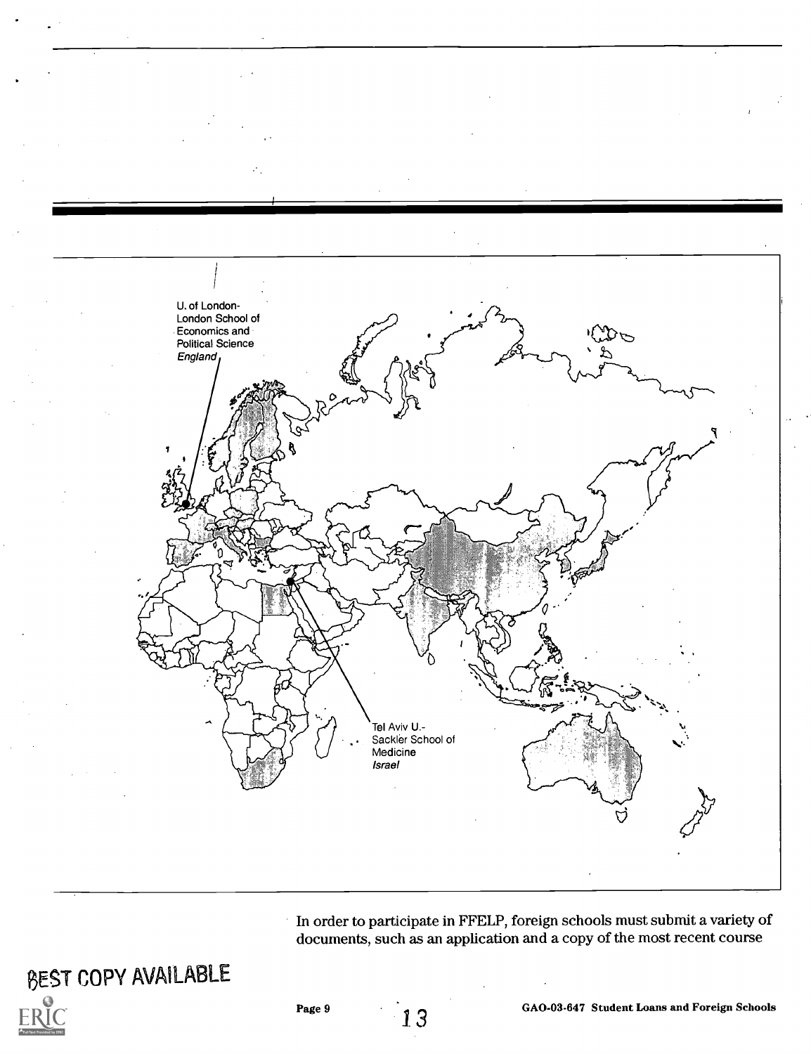U. of London-
London School of
Economics and
Political Science
*England*

Tel Aviv U.-
Sackler School of
Medicine
*Israel*

In order to participate in FFELP, foreign schools must submit a variety of documents, such as an application and a copy of the most recent course

BEST COPY AVAILABLE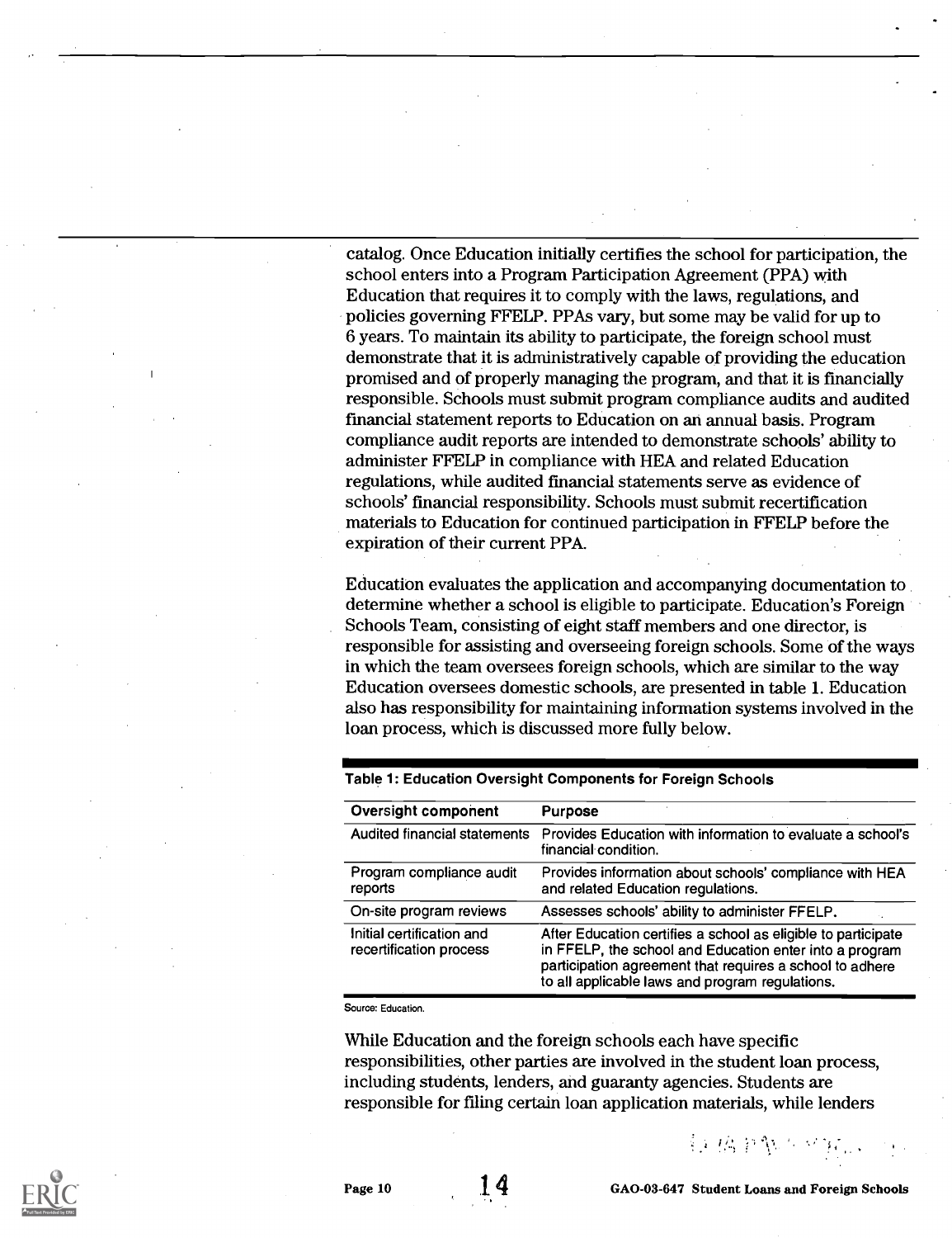catalog. Once Education initially certifies the school for participation, the school enters into a Program Participation Agreement (PPA) with Education that requires it to comply with the laws, regulations, and policies governing FFELP. PPAs vary, but some may be valid for up to 6 years. To maintain its ability to participate, the foreign school must demonstrate that it is administratively capable of providing the education promised and of properly managing the program, and that it is financially responsible. Schools must submit program compliance audits and audited financial statement reports to Education on an annual basis. Program compliance audit reports are intended to demonstrate schools' ability to administer FFELP in compliance with HEA and related Education regulations, while audited financial statements serve as evidence of schools' financial responsibility. Schools must submit recertification materials to Education for continued participation in FFELP before the expiration of their current PPA.

Education evaluates the application and accompanying documentation to determine whether a school is eligible to participate. Education's Foreign Schools Team, consisting of eight staff members and one director, is responsible for assisting and overseeing foreign schools. Some of the ways in which the team oversees foreign schools, which are similar to the way Education oversees domestic schools, are presented in table 1. Education also has responsibility for maintaining information systems involved in the loan process, which is discussed more fully below.

**Table 1: Education Oversight Components for Foreign Schools**

| Oversight component | Purpose |
|---|---|
| Audited financial statements | Provides Education with information to evaluate a school's financial condition. |
| Program compliance audit reports | Provides information about schools' compliance with HEA and related Education regulations. |
| On-site program reviews | Assesses schools' ability to administer FFELP. |
| Initial certification and recertification process | After Education certifies a school as eligible to participate in FFELP, the school and Education enter into a program participation agreement that requires a school to adhere to all applicable laws and program regulations. |

Source: Education.

While Education and the foreign schools each have specific responsibilities, other parties are involved in the student loan process, including students, lenders, and guaranty agencies. Students are responsible for filing certain loan application materials, while lenders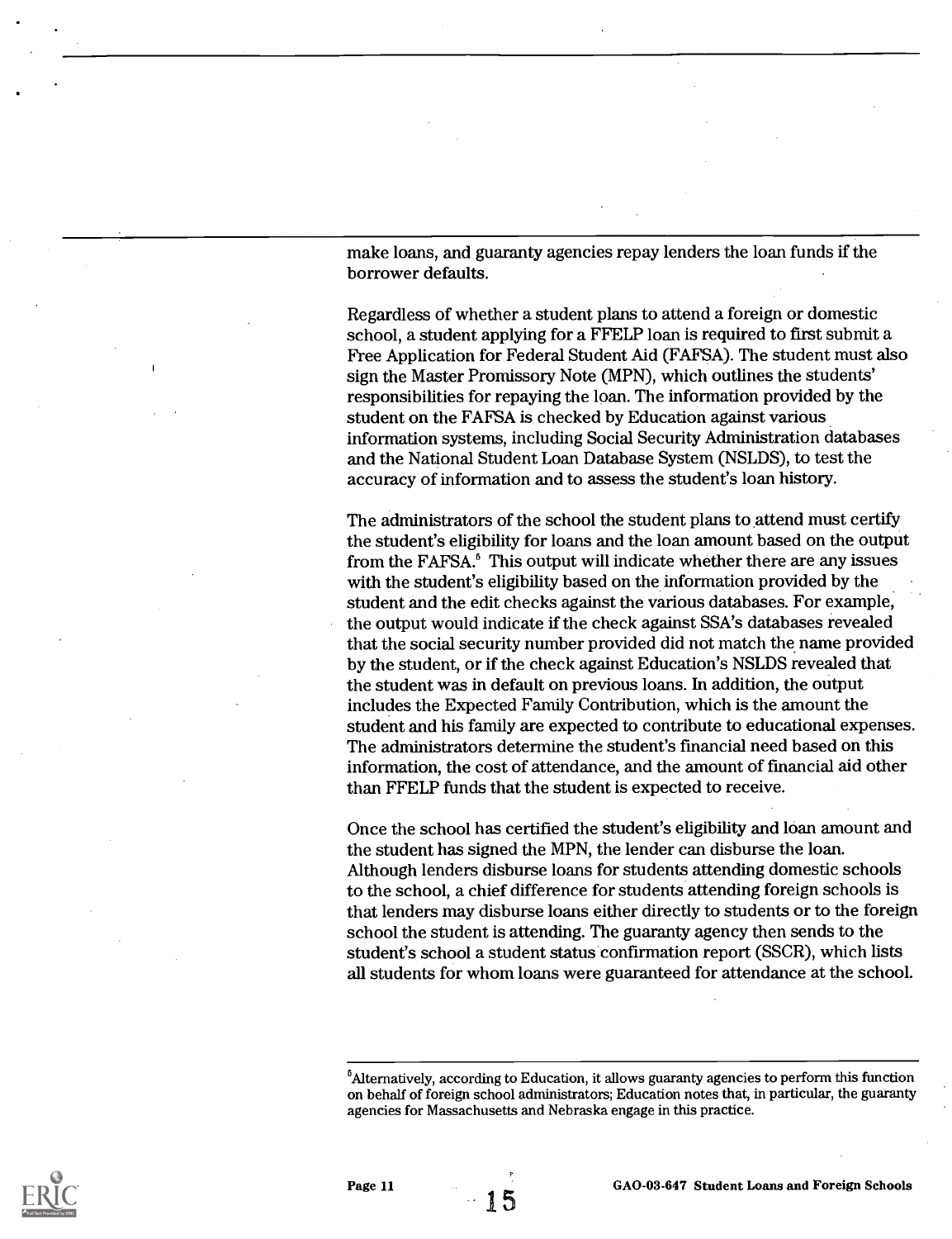make loans, and guaranty agencies repay lenders the loan funds if the borrower defaults.

Regardless of whether a student plans to attend a foreign or domestic school, a student applying for a FFELP loan is required to first submit a Free Application for Federal Student Aid (FAFSA). The student must also sign the Master Promissory Note (MPN), which outlines the students' responsibilities for repaying the loan. The information provided by the student on the FAFSA is checked by Education against various information systems, including Social Security Administration databases and the National Student Loan Database System (NSLDS), to test the accuracy of information and to assess the student's loan history.

The administrators of the school the student plans to attend must certify the student's eligibility for loans and the loan amount based on the output from the FAFSA.[5] This output will indicate whether there are any issues with the student's eligibility based on the information provided by the student and the edit checks against the various databases. For example, the output would indicate if the check against SSA's databases revealed that the social security number provided did not match the name provided by the student, or if the check against Education's NSLDS revealed that the student was in default on previous loans. In addition, the output includes the Expected Family Contribution, which is the amount the student and his family are expected to contribute to educational expenses. The administrators determine the student's financial need based on this information, the cost of attendance, and the amount of financial aid other than FFELP funds that the student is expected to receive.

Once the school has certified the student's eligibility and loan amount and the student has signed the MPN, the lender can disburse the loan. Although lenders disburse loans for students attending domestic schools to the school, a chief difference for students attending foreign schools is that lenders may disburse loans either directly to students or to the foreign school the student is attending. The guaranty agency then sends to the student's school a student status confirmation report (SSCR), which lists all students for whom loans were guaranteed for attendance at the school.

[5]Alternatively, according to Education, it allows guaranty agencies to perform this function on behalf of foreign school administrators; Education notes that, in particular, the guaranty agencies for Massachusetts and Nebraska engage in this practice.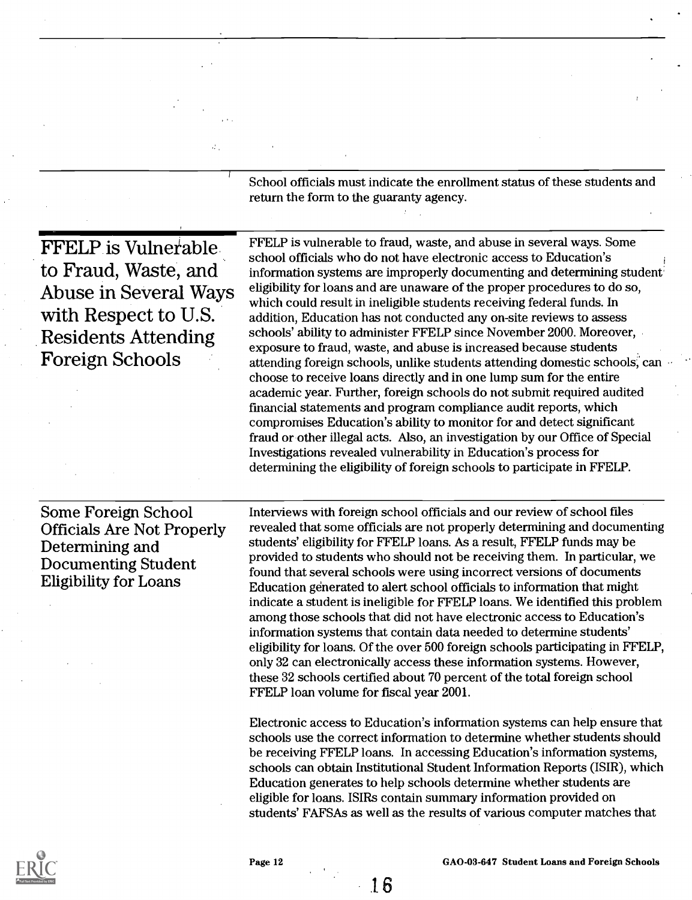School officials must indicate the enrollment status of these students and return the form to the guaranty agency.

## FFELP is Vulnerable to Fraud, Waste, and Abuse in Several Ways with Respect to U.S. Residents Attending Foreign Schools

FFELP is vulnerable to fraud, waste, and abuse in several ways. Some school officials who do not have electronic access to Education's information systems are improperly documenting and determining student eligibility for loans and are unaware of the proper procedures to do so, which could result in ineligible students receiving federal funds. In addition, Education has not conducted any on-site reviews to assess schools' ability to administer FFELP since November 2000. Moreover, exposure to fraud, waste, and abuse is increased because students attending foreign schools, unlike students attending domestic schools, can choose to receive loans directly and in one lump sum for the entire academic year. Further, foreign schools do not submit required audited financial statements and program compliance audit reports, which compromises Education's ability to monitor for and detect significant fraud or other illegal acts. Also, an investigation by our Office of Special Investigations revealed vulnerability in Education's process for determining the eligibility of foreign schools to participate in FFELP.

### Some Foreign School Officials Are Not Properly Determining and Documenting Student Eligibility for Loans

Interviews with foreign school officials and our review of school files revealed that some officials are not properly determining and documenting students' eligibility for FFELP loans. As a result, FFELP funds may be provided to students who should not be receiving them. In particular, we found that several schools were using incorrect versions of documents Education generated to alert school officials to information that might indicate a student is ineligible for FFELP loans. We identified this problem among those schools that did not have electronic access to Education's information systems that contain data needed to determine students' eligibility for loans. Of the over 500 foreign schools participating in FFELP, only 32 can electronically access these information systems. However, these 32 schools certified about 70 percent of the total foreign school FFELP loan volume for fiscal year 2001.

Electronic access to Education's information systems can help ensure that schools use the correct information to determine whether students should be receiving FFELP loans. In accessing Education's information systems, schools can obtain Institutional Student Information Reports (ISIR), which Education generates to help schools determine whether students are eligible for loans. ISIRs contain summary information provided on students' FAFSAs as well as the results of various computer matches that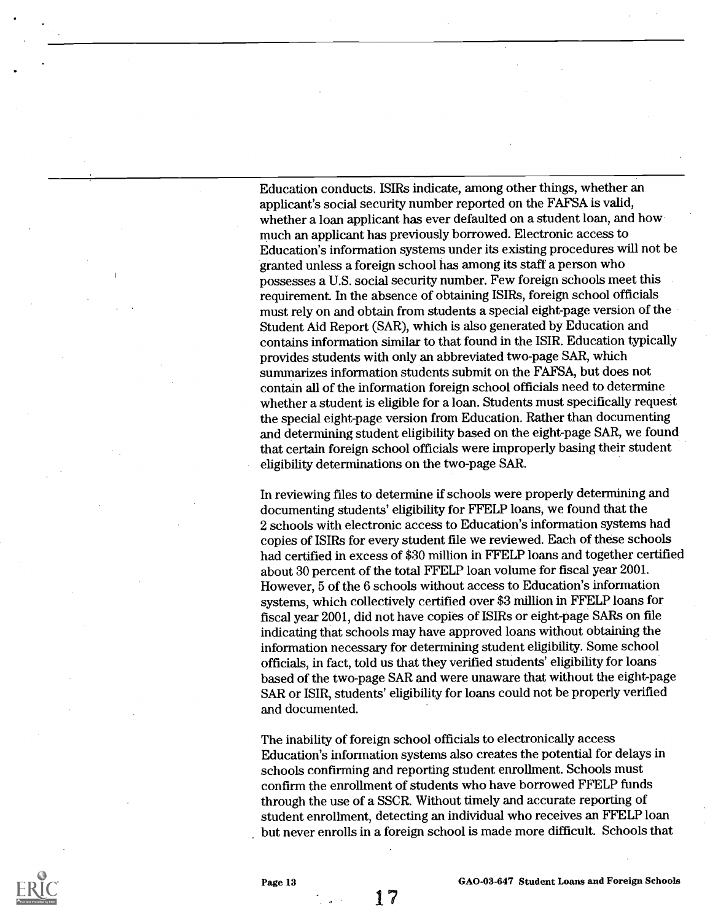Education conducts. ISIRs indicate, among other things, whether an applicant's social security number reported on the FAFSA is valid, whether a loan applicant has ever defaulted on a student loan, and how much an applicant has previously borrowed. Electronic access to Education's information systems under its existing procedures will not be granted unless a foreign school has among its staff a person who possesses a U.S. social security number. Few foreign schools meet this requirement. In the absence of obtaining ISIRs, foreign school officials must rely on and obtain from students a special eight-page version of the Student Aid Report (SAR), which is also generated by Education and contains information similar to that found in the ISIR. Education typically provides students with only an abbreviated two-page SAR, which summarizes information students submit on the FAFSA, but does not contain all of the information foreign school officials need to determine whether a student is eligible for a loan. Students must specifically request the special eight-page version from Education. Rather than documenting and determining student eligibility based on the eight-page SAR, we found that certain foreign school officials were improperly basing their student eligibility determinations on the two-page SAR.

In reviewing files to determine if schools were properly determining and documenting students' eligibility for FFELP loans, we found that the 2 schools with electronic access to Education's information systems had copies of ISIRs for every student file we reviewed. Each of these schools had certified in excess of $30 million in FFELP loans and together certified about 30 percent of the total FFELP loan volume for fiscal year 2001. However, 5 of the 6 schools without access to Education's information systems, which collectively certified over $3 million in FFELP loans for fiscal year 2001, did not have copies of ISIRs or eight-page SARs on file indicating that schools may have approved loans without obtaining the information necessary for determining student eligibility. Some school officials, in fact, told us that they verified students' eligibility for loans based of the two-page SAR and were unaware that without the eight-page SAR or ISIR, students' eligibility for loans could not be properly verified and documented.

The inability of foreign school officials to electronically access Education's information systems also creates the potential for delays in schools confirming and reporting student enrollment. Schools must confirm the enrollment of students who have borrowed FFELP funds through the use of a SSCR. Without timely and accurate reporting of student enrollment, detecting an individual who receives an FFELP loan but never enrolls in a foreign school is made more difficult. Schools that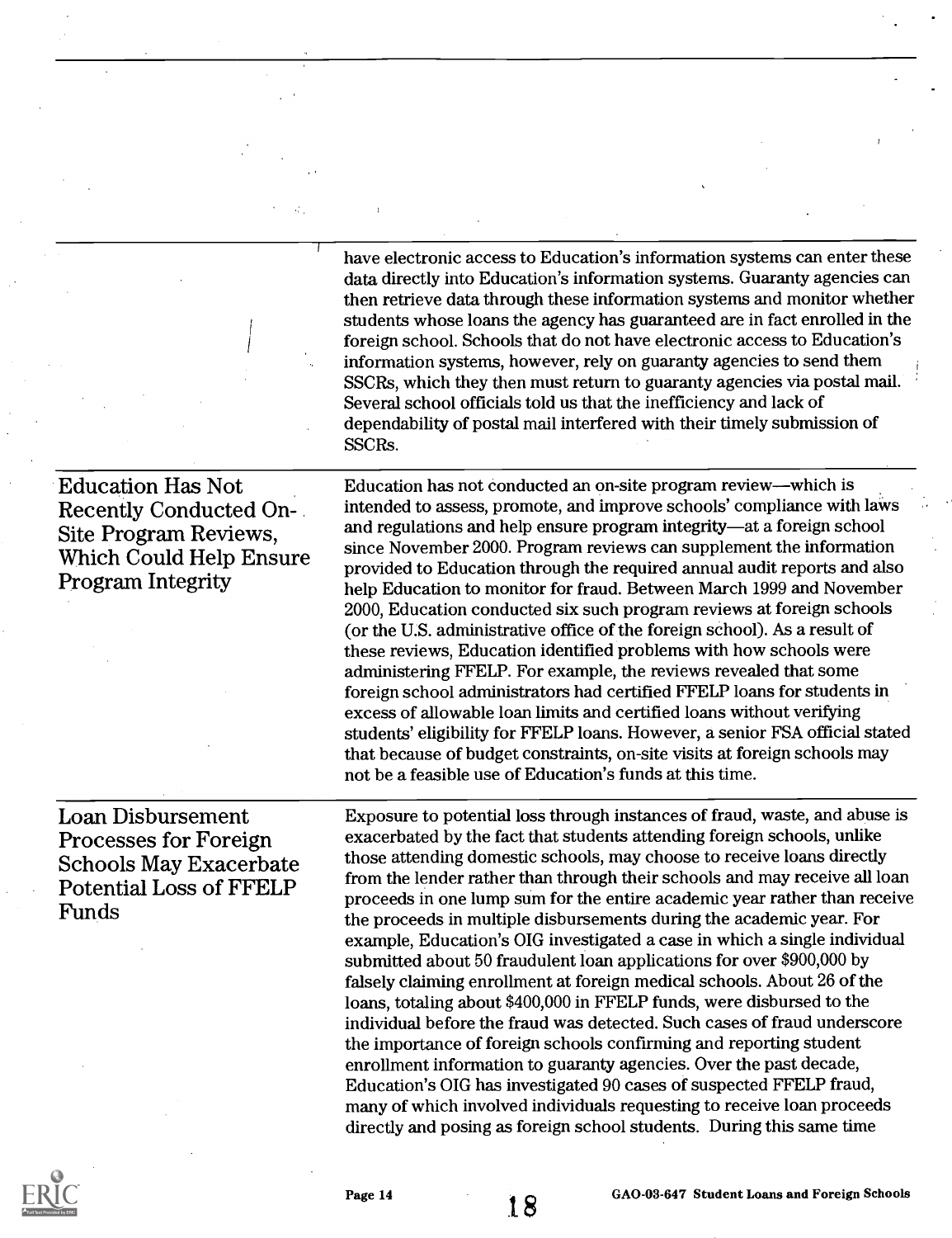have electronic access to Education's information systems can enter these data directly into Education's information systems. Guaranty agencies can then retrieve data through these information systems and monitor whether students whose loans the agency has guaranteed are in fact enrolled in the foreign school. Schools that do not have electronic access to Education's information systems, however, rely on guaranty agencies to send them SSCRs, which they then must return to guaranty agencies via postal mail. Several school officials told us that the inefficiency and lack of dependability of postal mail interfered with their timely submission of SSCRs.

## Education Has Not Recently Conducted On-Site Program Reviews, Which Could Help Ensure Program Integrity

Education has not conducted an on-site program review—which is intended to assess, promote, and improve schools' compliance with laws and regulations and help ensure program integrity—at a foreign school since November 2000. Program reviews can supplement the information provided to Education through the required annual audit reports and also help Education to monitor for fraud. Between March 1999 and November 2000, Education conducted six such program reviews at foreign schools (or the U.S. administrative office of the foreign school). As a result of these reviews, Education identified problems with how schools were administering FFELP. For example, the reviews revealed that some foreign school administrators had certified FFELP loans for students in excess of allowable loan limits and certified loans without verifying students' eligibility for FFELP loans. However, a senior FSA official stated that because of budget constraints, on-site visits at foreign schools may not be a feasible use of Education's funds at this time.

## Loan Disbursement Processes for Foreign Schools May Exacerbate Potential Loss of FFELP Funds

Exposure to potential loss through instances of fraud, waste, and abuse is exacerbated by the fact that students attending foreign schools, unlike those attending domestic schools, may choose to receive loans directly from the lender rather than through their schools and may receive all loan proceeds in one lump sum for the entire academic year rather than receive the proceeds in multiple disbursements during the academic year. For example, Education's OIG investigated a case in which a single individual submitted about 50 fraudulent loan applications for over $900,000 by falsely claiming enrollment at foreign medical schools. About 26 of the loans, totaling about $400,000 in FFELP funds, were disbursed to the individual before the fraud was detected. Such cases of fraud underscore the importance of foreign schools confirming and reporting student enrollment information to guaranty agencies. Over the past decade, Education's OIG has investigated 90 cases of suspected FFELP fraud, many of which involved individuals requesting to receive loan proceeds directly and posing as foreign school students. During this same time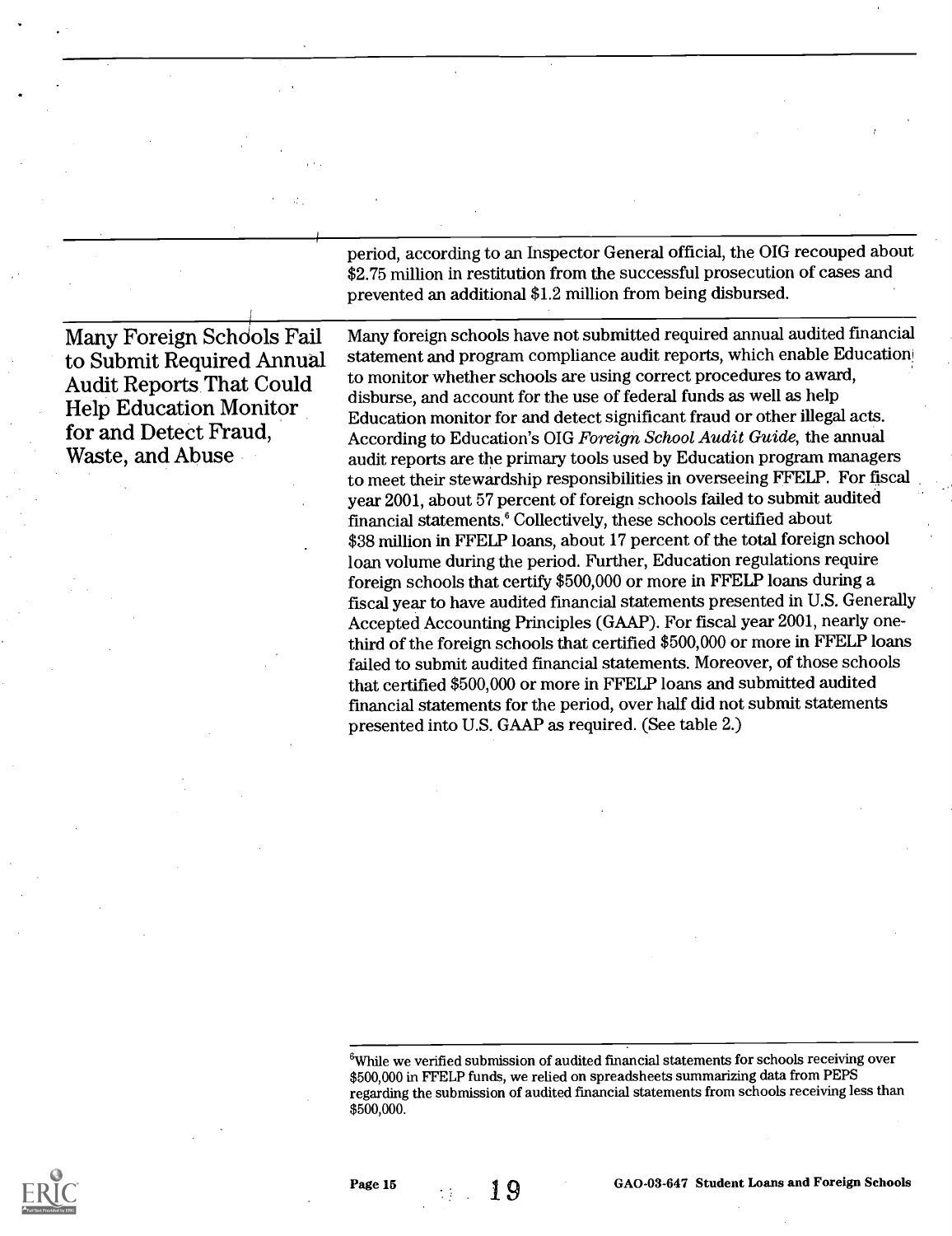period, according to an Inspector General official, the OIG recouped about $2.75 million in restitution from the successful prosecution of cases and prevented an additional $1.2 million from being disbursed.

## Many Foreign Schools Fail to Submit Required Annual Audit Reports That Could Help Education Monitor for and Detect Fraud, Waste, and Abuse

Many foreign schools have not submitted required annual audited financial statement and program compliance audit reports, which enable Education to monitor whether schools are using correct procedures to award, disburse, and account for the use of federal funds as well as help Education monitor for and detect significant fraud or other illegal acts. According to Education's OIG *Foreign School Audit Guide*, the annual audit reports are the primary tools used by Education program managers to meet their stewardship responsibilities in overseeing FFELP. For fiscal year 2001, about 57 percent of foreign schools failed to submit audited financial statements.[6] Collectively, these schools certified about $38 million in FFELP loans, about 17 percent of the total foreign school loan volume during the period. Further, Education regulations require foreign schools that certify $500,000 or more in FFELP loans during a fiscal year to have audited financial statements presented in U.S. Generally Accepted Accounting Principles (GAAP). For fiscal year 2001, nearly one-third of the foreign schools that certified $500,000 or more in FFELP loans failed to submit audited financial statements. Moreover, of those schools that certified $500,000 or more in FFELP loans and submitted audited financial statements for the period, over half did not submit statements presented into U.S. GAAP as required. (See table 2.)

[6]While we verified submission of audited financial statements for schools receiving over $500,000 in FFELP funds, we relied on spreadsheets summarizing data from PEPS regarding the submission of audited financial statements from schools receiving less than $500,000.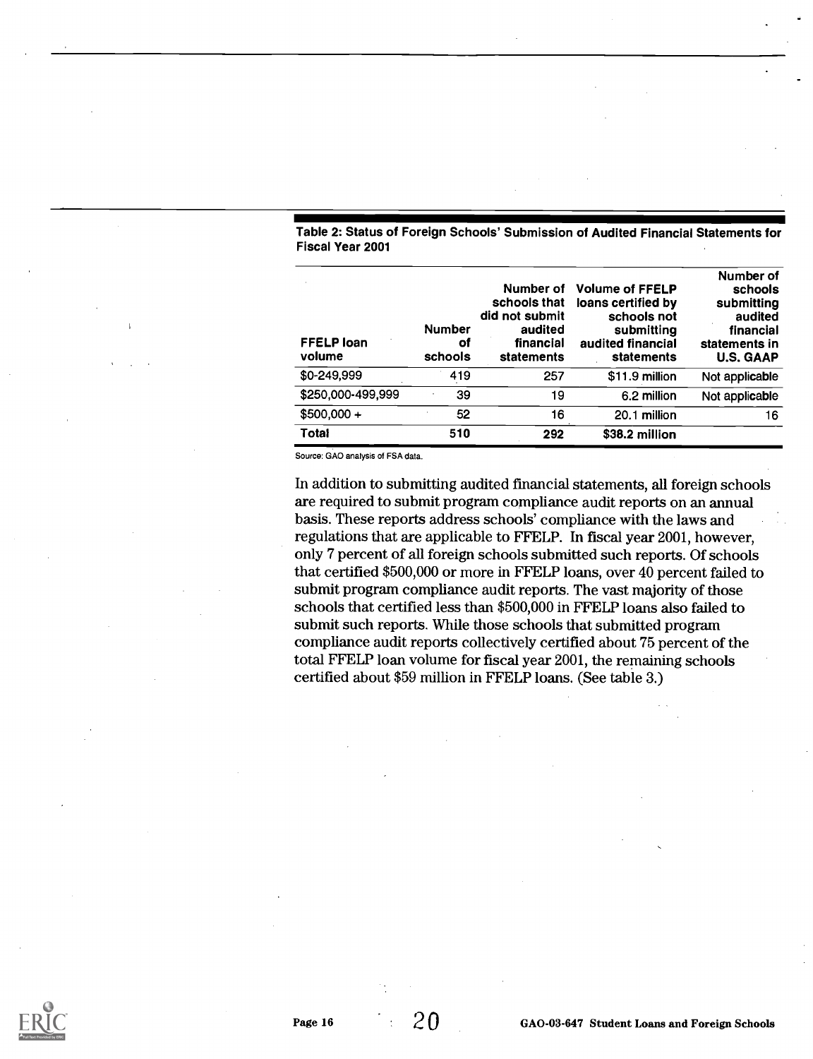Table 2: Status of Foreign Schools' Submission of Audited Financial Statements for Fiscal Year 2001

| FFELP loan volume | Number of schools | Number of schools that did not submit audited financial statements | Volume of FFELP loans certified by schools not submitting audited financial statements | Number of schools submitting audited financial statements in U.S. GAAP |
|---|---|---|---|---|
| $0-249,999 | 419 | 257 | $11.9 million | Not applicable |
| $250,000-499,999 | 39 | 19 | 6.2 million | Not applicable |
| $500,000 + | 52 | 16 | 20.1 million | 16 |
| **Total** | **510** | **292** | **$38.2 million** | |

Source: GAO analysis of FSA data.

In addition to submitting audited financial statements, all foreign schools are required to submit program compliance audit reports on an annual basis. These reports address schools' compliance with the laws and regulations that are applicable to FFELP. In fiscal year 2001, however, only 7 percent of all foreign schools submitted such reports. Of schools that certified $500,000 or more in FFELP loans, over 40 percent failed to submit program compliance audit reports. The vast majority of those schools that certified less than $500,000 in FFELP loans also failed to submit such reports. While those schools that submitted program compliance audit reports collectively certified about 75 percent of the total FFELP loan volume for fiscal year 2001, the remaining schools certified about $59 million in FFELP loans. (See table 3.)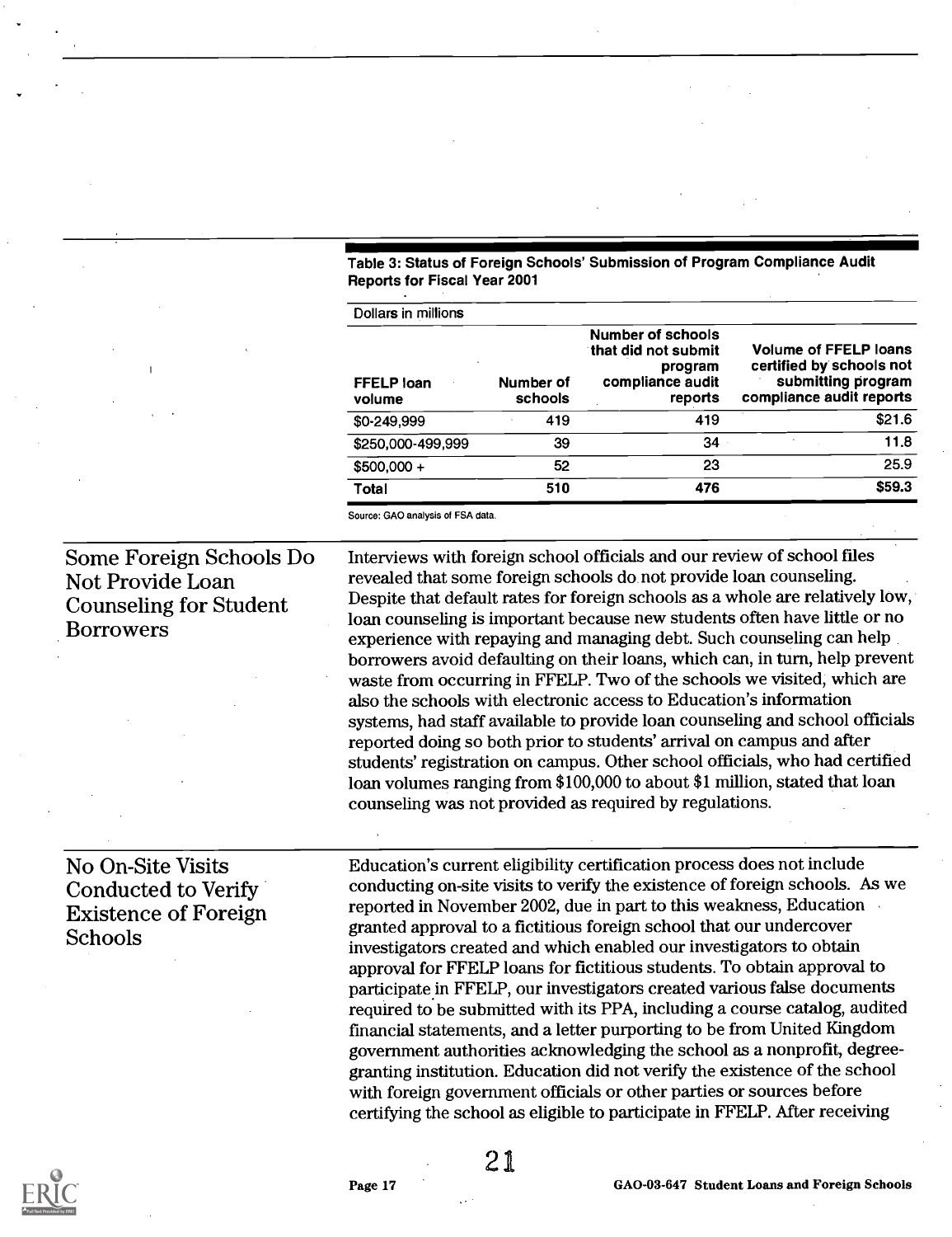Table 3: Status of Foreign Schools' Submission of Program Compliance Audit Reports for Fiscal Year 2001

Dollars in millions

| FFELP loan volume | Number of schools | Number of schools that did not submit program compliance audit reports | Volume of FFELP loans certified by schools not submitting program compliance audit reports |
|---|---|---|---|
| $0-249,999 | 419 | 419 | $21.6 |
| $250,000-499,999 | 39 | 34 | 11.8 |
| $500,000 + | 52 | 23 | 25.9 |
| **Total** | **510** | **476** | **$59.3** |

Source: GAO analysis of FSA data.

## Some Foreign Schools Do Not Provide Loan Counseling for Student Borrowers

Interviews with foreign school officials and our review of school files revealed that some foreign schools do not provide loan counseling. Despite that default rates for foreign schools as a whole are relatively low, loan counseling is important because new students often have little or no experience with repaying and managing debt. Such counseling can help borrowers avoid defaulting on their loans, which can, in turn, help prevent waste from occurring in FFELP. Two of the schools we visited, which are also the schools with electronic access to Education's information systems, had staff available to provide loan counseling and school officials reported doing so both prior to students' arrival on campus and after students' registration on campus. Other school officials, who had certified loan volumes ranging from $100,000 to about $1 million, stated that loan counseling was not provided as required by regulations.

## No On-Site Visits Conducted to Verify Existence of Foreign Schools

Education's current eligibility certification process does not include conducting on-site visits to verify the existence of foreign schools. As we reported in November 2002, due in part to this weakness, Education granted approval to a fictitious foreign school that our undercover investigators created and which enabled our investigators to obtain approval for FFELP loans for fictitious students. To obtain approval to participate in FFELP, our investigators created various false documents required to be submitted with its PPA, including a course catalog, audited financial statements, and a letter purporting to be from United Kingdom government authorities acknowledging the school as a nonprofit, degree-granting institution. Education did not verify the existence of the school with foreign government officials or other parties or sources before certifying the school as eligible to participate in FFELP. After receiving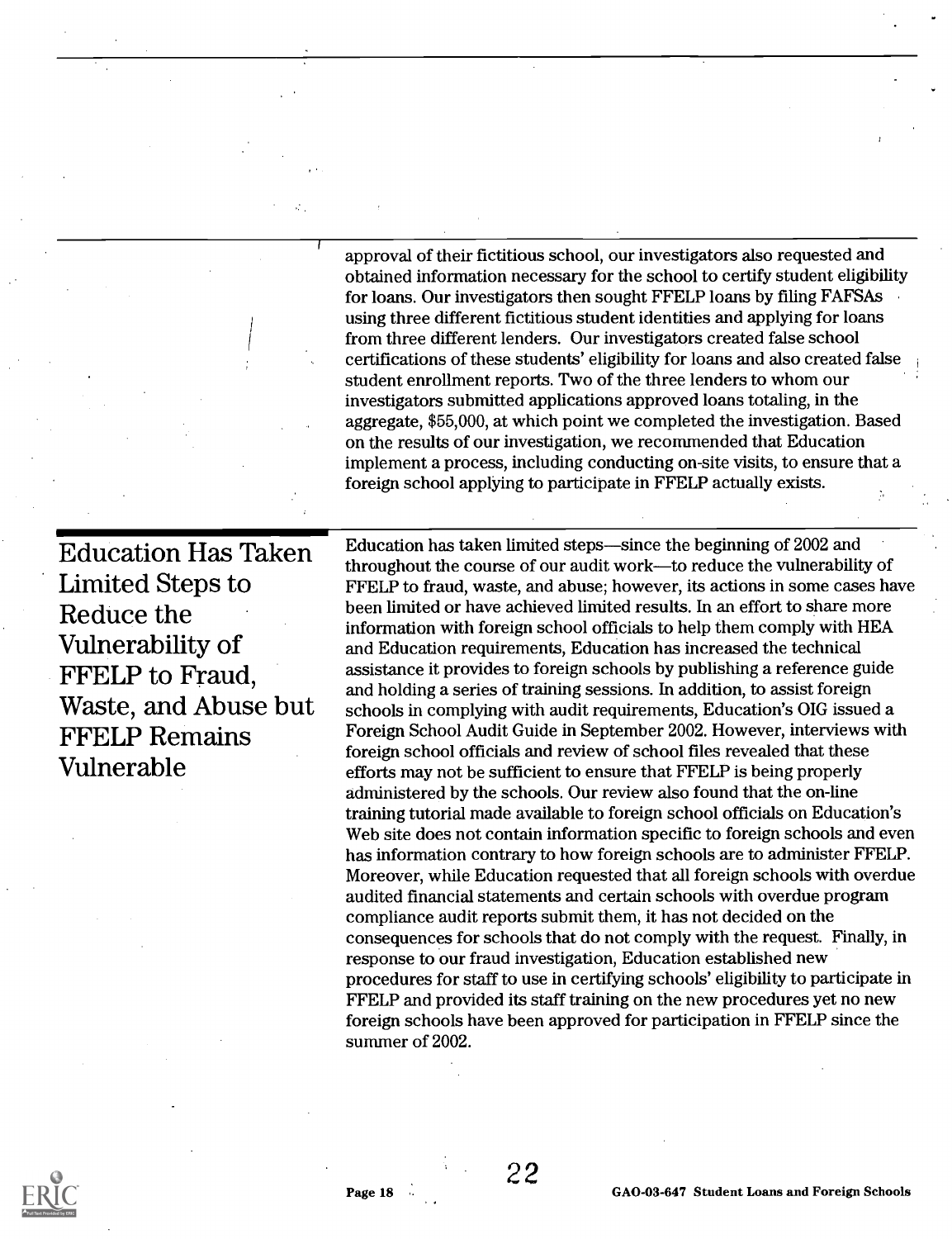approval of their fictitious school, our investigators also requested and obtained information necessary for the school to certify student eligibility for loans. Our investigators then sought FFELP loans by filing FAFSAs using three different fictitious student identities and applying for loans from three different lenders. Our investigators created false school certifications of these students' eligibility for loans and also created false student enrollment reports. Two of the three lenders to whom our investigators submitted applications approved loans totaling, in the aggregate, \$55,000, at which point we completed the investigation. Based on the results of our investigation, we recommended that Education implement a process, including conducting on-site visits, to ensure that a foreign school applying to participate in FFELP actually exists.

## Education Has Taken Limited Steps to Reduce the Vulnerability of FFELP to Fraud, Waste, and Abuse but FFELP Remains Vulnerable

Education has taken limited steps—since the beginning of 2002 and throughout the course of our audit work—to reduce the vulnerability of FFELP to fraud, waste, and abuse; however, its actions in some cases have been limited or have achieved limited results. In an effort to share more information with foreign school officials to help them comply with HEA and Education requirements, Education has increased the technical assistance it provides to foreign schools by publishing a reference guide and holding a series of training sessions. In addition, to assist foreign schools in complying with audit requirements, Education's OIG issued a Foreign School Audit Guide in September 2002. However, interviews with foreign school officials and review of school files revealed that these efforts may not be sufficient to ensure that FFELP is being properly administered by the schools. Our review also found that the on-line training tutorial made available to foreign school officials on Education's Web site does not contain information specific to foreign schools and even has information contrary to how foreign schools are to administer FFELP. Moreover, while Education requested that all foreign schools with overdue audited financial statements and certain schools with overdue program compliance audit reports submit them, it has not decided on the consequences for schools that do not comply with the request. Finally, in response to our fraud investigation, Education established new procedures for staff to use in certifying schools' eligibility to participate in FFELP and provided its staff training on the new procedures yet no new foreign schools have been approved for participation in FFELP since the summer of 2002.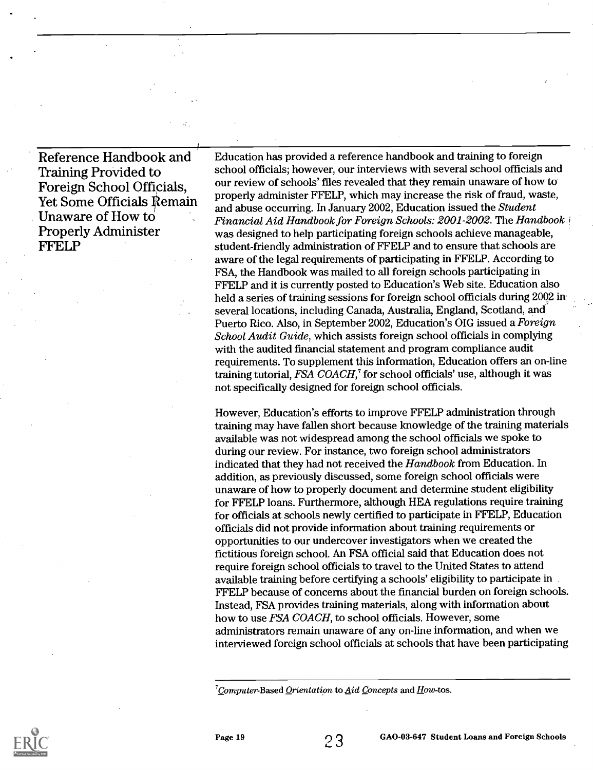## Reference Handbook and Training Provided to Foreign School Officials, Yet Some Officials Remain Unaware of How to Properly Administer FFELP

Education has provided a reference handbook and training to foreign school officials; however, our interviews with several school officials and our review of schools' files revealed that they remain unaware of how to properly administer FFELP, which may increase the risk of fraud, waste, and abuse occurring. In January 2002, Education issued the *Student Financial Aid Handbook for Foreign Schools: 2001-2002*. The *Handbook* was designed to help participating foreign schools achieve manageable, student-friendly administration of FFELP and to ensure that schools are aware of the legal requirements of participating in FFELP. According to FSA, the Handbook was mailed to all foreign schools participating in FFELP and it is currently posted to Education's Web site. Education also held a series of training sessions for foreign school officials during 2002 in several locations, including Canada, Australia, England, Scotland, and Puerto Rico. Also, in September 2002, Education's OIG issued a *Foreign School Audit Guide*, which assists foreign school officials in complying with the audited financial statement and program compliance audit requirements. To supplement this information, Education offers an on-line training tutorial, *FSA COACH*,[7] for school officials' use, although it was not specifically designed for foreign school officials.

However, Education's efforts to improve FFELP administration through training may have fallen short because knowledge of the training materials available was not widespread among the school officials we spoke to during our review. For instance, two foreign school administrators indicated that they had not received the *Handbook* from Education. In addition, as previously discussed, some foreign school officials were unaware of how to properly document and determine student eligibility for FFELP loans. Furthermore, although HEA regulations require training for officials at schools newly certified to participate in FFELP, Education officials did not provide information about training requirements or opportunities to our undercover investigators when we created the fictitious foreign school. An FSA official said that Education does not require foreign school officials to travel to the United States to attend available training before certifying a schools' eligibility to participate in FFELP because of concerns about the financial burden on foreign schools. Instead, FSA provides training materials, along with information about how to use *FSA COACH*, to school officials. However, some administrators remain unaware of any on-line information, and when we interviewed foreign school officials at schools that have been participating

[7] *Computer*-Based *Orientation* to *Aid Concepts* and *How*-tos.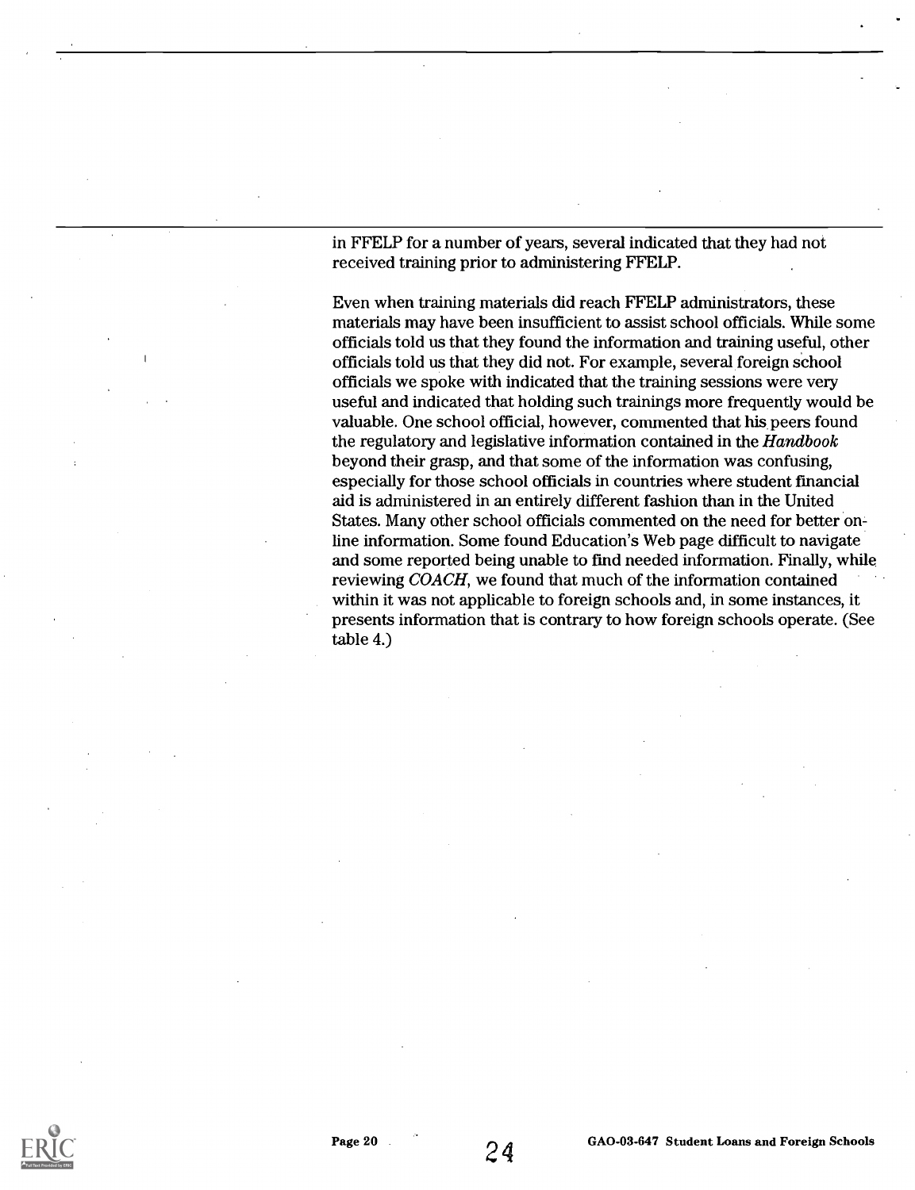in FFELP for a number of years, several indicated that they had not received training prior to administering FFELP.

Even when training materials did reach FFELP administrators, these materials may have been insufficient to assist school officials. While some officials told us that they found the information and training useful, other officials told us that they did not. For example, several foreign school officials we spoke with indicated that the training sessions were very useful and indicated that holding such trainings more frequently would be valuable. One school official, however, commented that his peers found the regulatory and legislative information contained in the *Handbook* beyond their grasp, and that some of the information was confusing, especially for those school officials in countries where student financial aid is administered in an entirely different fashion than in the United States. Many other school officials commented on the need for better on-line information. Some found Education's Web page difficult to navigate and some reported being unable to find needed information. Finally, while reviewing *COACH*, we found that much of the information contained within it was not applicable to foreign schools and, in some instances, it presents information that is contrary to how foreign schools operate. (See table 4.)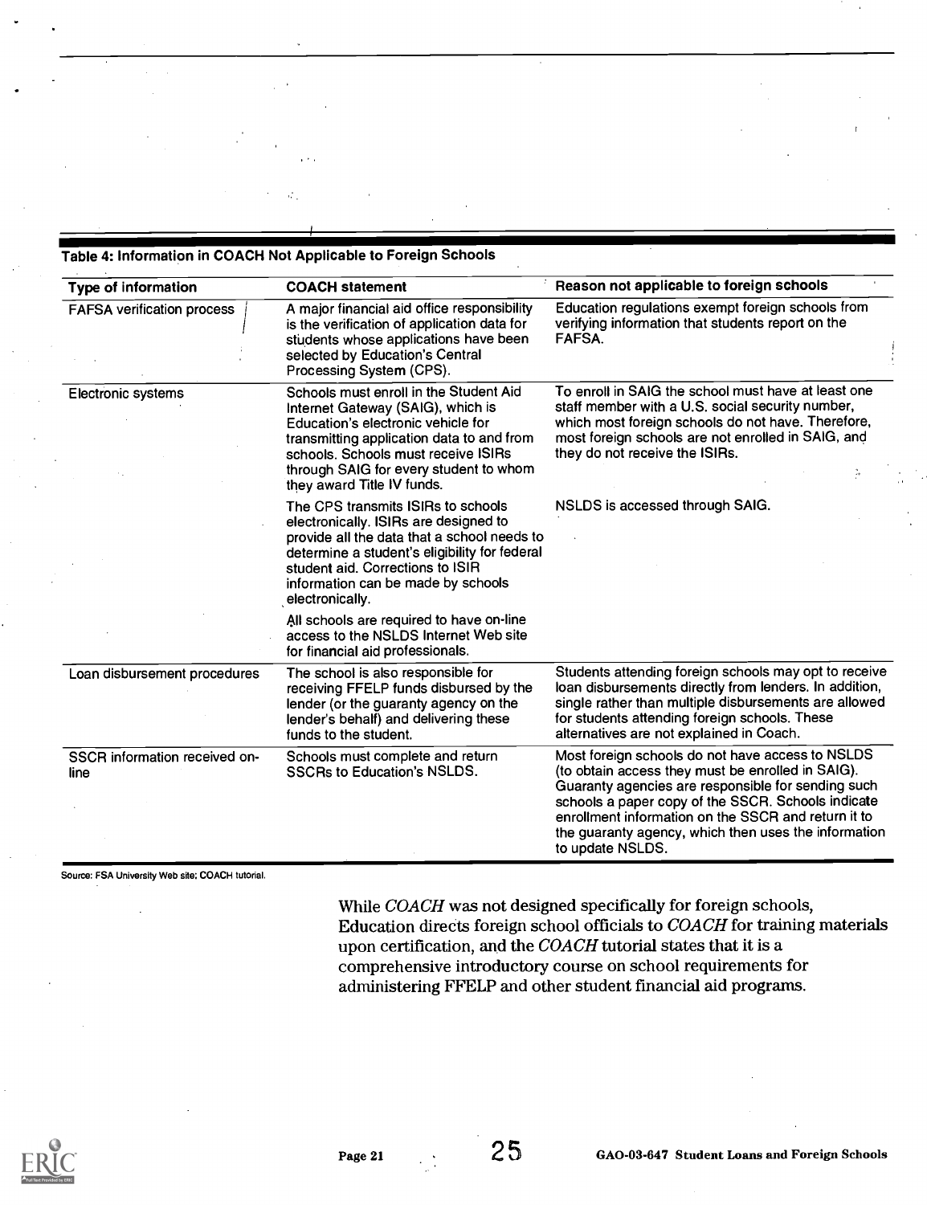**Table 4: Information in COACH Not Applicable to Foreign Schools**

| Type of information | COACH statement | Reason not applicable to foreign schools |
| --- | --- | --- |
| FAFSA verification process | A major financial aid office responsibility is the verification of application data for students whose applications have been selected by Education's Central Processing System (CPS). | Education regulations exempt foreign schools from verifying information that students report on the FAFSA. |
| Electronic systems | Schools must enroll in the Student Aid Internet Gateway (SAIG), which is Education's electronic vehicle for transmitting application data to and from schools. Schools must receive ISIRs through SAIG for every student to whom they award Title IV funds. | To enroll in SAIG the school must have at least one staff member with a U.S. social security number, which most foreign schools do not have. Therefore, most foreign schools are not enrolled in SAIG, and they do not receive the ISIRs. |
| | The CPS transmits ISIRs to schools electronically. ISIRs are designed to provide all the data that a school needs to determine a student's eligibility for federal student aid. Corrections to ISIR information can be made by schools electronically. | NSLDS is accessed through SAIG. |
| | All schools are required to have on-line access to the NSLDS Internet Web site for financial aid professionals. | |
| Loan disbursement procedures | The school is also responsible for receiving FFELP funds disbursed by the lender (or the guaranty agency on the lender's behalf) and delivering these funds to the student. | Students attending foreign schools may opt to receive loan disbursements directly from lenders. In addition, single rather than multiple disbursements are allowed for students attending foreign schools. These alternatives are not explained in Coach. |
| SSCR information received on-line | Schools must complete and return SSCRs to Education's NSLDS. | Most foreign schools do not have access to NSLDS (to obtain access they must be enrolled in SAIG). Guaranty agencies are responsible for sending such schools a paper copy of the SSCR. Schools indicate enrollment information on the SSCR and return it to the guaranty agency, which then uses the information to update NSLDS. |

Source: FSA University Web site; COACH tutorial.

While *COACH* was not designed specifically for foreign schools, Education directs foreign school officials to *COACH* for training materials upon certification, and the *COACH* tutorial states that it is a comprehensive introductory course on school requirements for administering FFELP and other student financial aid programs.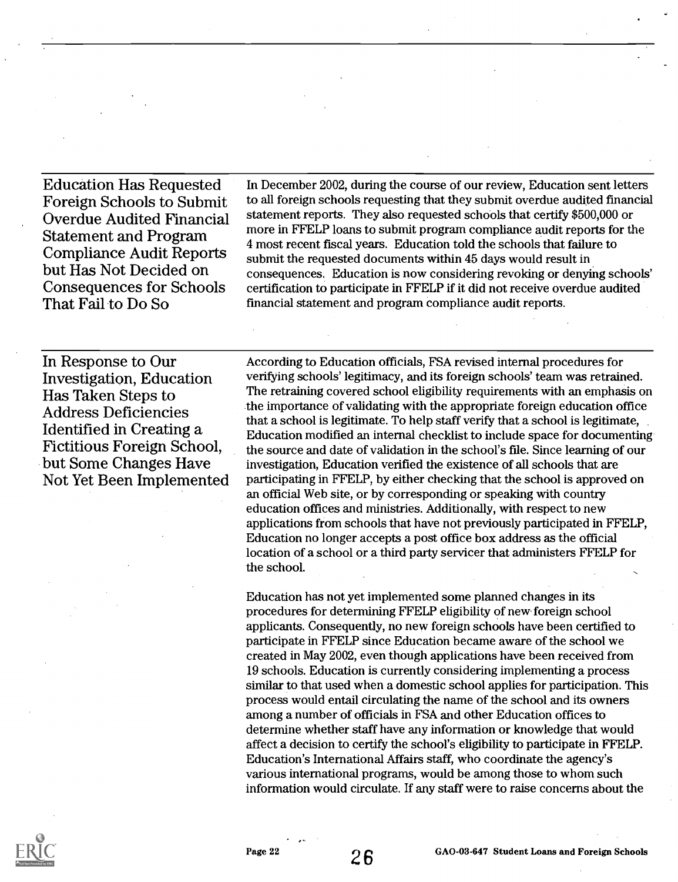## Education Has Requested Foreign Schools to Submit Overdue Audited Financial Statement and Program Compliance Audit Reports but Has Not Decided on Consequences for Schools That Fail to Do So

In December 2002, during the course of our review, Education sent letters to all foreign schools requesting that they submit overdue audited financial statement reports. They also requested schools that certify $500,000 or more in FFELP loans to submit program compliance audit reports for the 4 most recent fiscal years. Education told the schools that failure to submit the requested documents within 45 days would result in consequences. Education is now considering revoking or denying schools' certification to participate in FFELP if it did not receive overdue audited financial statement and program compliance audit reports.

## In Response to Our Investigation, Education Has Taken Steps to Address Deficiencies Identified in Creating a Fictitious Foreign School, but Some Changes Have Not Yet Been Implemented

According to Education officials, FSA revised internal procedures for verifying schools' legitimacy, and its foreign schools' team was retrained. The retraining covered school eligibility requirements with an emphasis on the importance of validating with the appropriate foreign education office that a school is legitimate. To help staff verify that a school is legitimate, Education modified an internal checklist to include space for documenting the source and date of validation in the school's file. Since learning of our investigation, Education verified the existence of all schools that are participating in FFELP, by either checking that the school is approved on an official Web site, or by corresponding or speaking with country education offices and ministries. Additionally, with respect to new applications from schools that have not previously participated in FFELP, Education no longer accepts a post office box address as the official location of a school or a third party servicer that administers FFELP for the school.

Education has not yet implemented some planned changes in its procedures for determining FFELP eligibility of new foreign school applicants. Consequently, no new foreign schools have been certified to participate in FFELP since Education became aware of the school we created in May 2002, even though applications have been received from 19 schools. Education is currently considering implementing a process similar to that used when a domestic school applies for participation. This process would entail circulating the name of the school and its owners among a number of officials in FSA and other Education offices to determine whether staff have any information or knowledge that would affect a decision to certify the school's eligibility to participate in FFELP. Education's International Affairs staff, who coordinate the agency's various international programs, would be among those to whom such information would circulate. If any staff were to raise concerns about the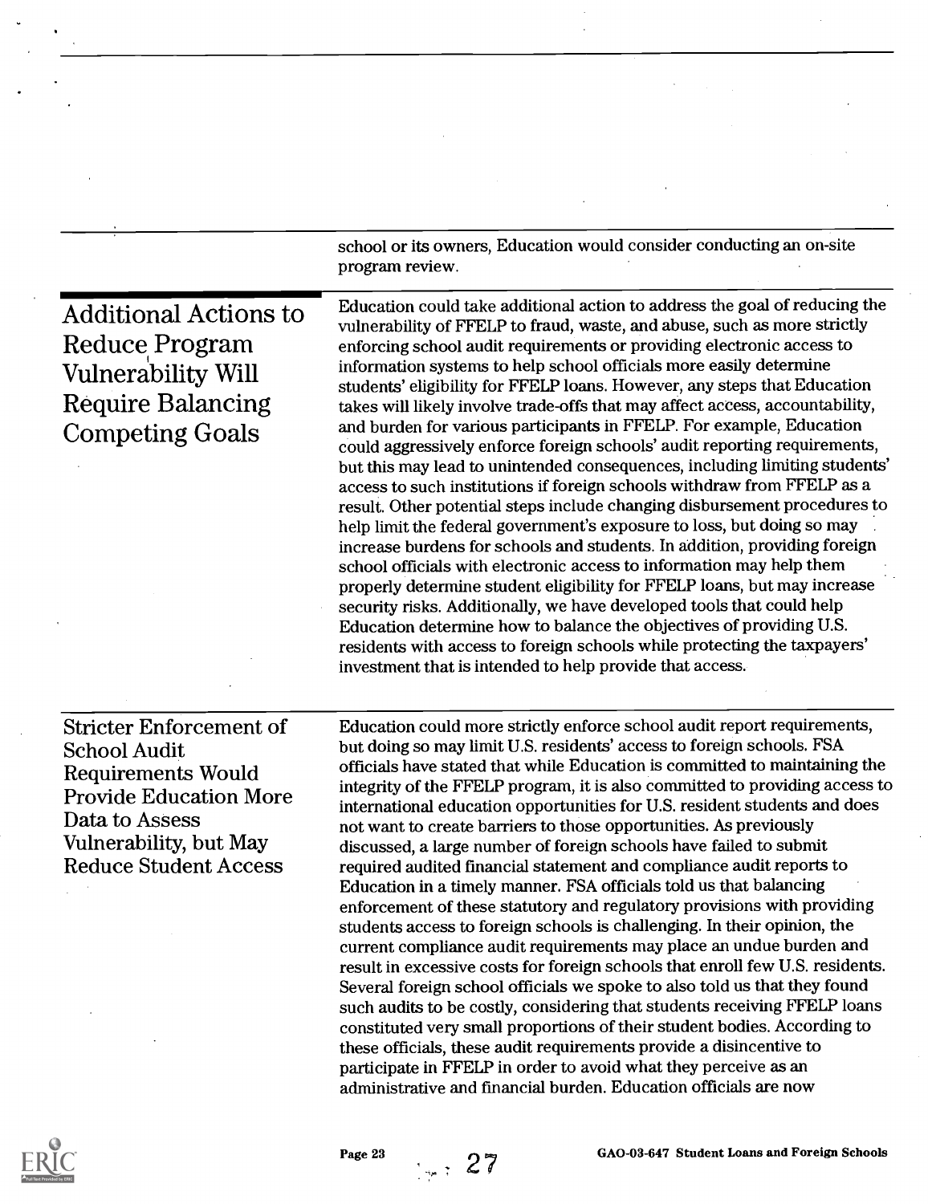school or its owners, Education would consider conducting an on-site program review.

## Additional Actions to Reduce Program Vulnerability Will Require Balancing Competing Goals

Education could take additional action to address the goal of reducing the vulnerability of FFELP to fraud, waste, and abuse, such as more strictly enforcing school audit requirements or providing electronic access to information systems to help school officials more easily determine students' eligibility for FFELP loans. However, any steps that Education takes will likely involve trade-offs that may affect access, accountability, and burden for various participants in FFELP. For example, Education could aggressively enforce foreign schools' audit reporting requirements, but this may lead to unintended consequences, including limiting students' access to such institutions if foreign schools withdraw from FFELP as a result. Other potential steps include changing disbursement procedures to help limit the federal government's exposure to loss, but doing so may increase burdens for schools and students. In addition, providing foreign school officials with electronic access to information may help them properly determine student eligibility for FFELP loans, but may increase security risks. Additionally, we have developed tools that could help Education determine how to balance the objectives of providing U.S. residents with access to foreign schools while protecting the taxpayers' investment that is intended to help provide that access.

### Stricter Enforcement of School Audit Requirements Would Provide Education More Data to Assess Vulnerability, but May Reduce Student Access

Education could more strictly enforce school audit report requirements, but doing so may limit U.S. residents' access to foreign schools. FSA officials have stated that while Education is committed to maintaining the integrity of the FFELP program, it is also committed to providing access to international education opportunities for U.S. resident students and does not want to create barriers to those opportunities. As previously discussed, a large number of foreign schools have failed to submit required audited financial statement and compliance audit reports to Education in a timely manner. FSA officials told us that balancing enforcement of these statutory and regulatory provisions with providing students access to foreign schools is challenging. In their opinion, the current compliance audit requirements may place an undue burden and result in excessive costs for foreign schools that enroll few U.S. residents. Several foreign school officials we spoke to also told us that they found such audits to be costly, considering that students receiving FFELP loans constituted very small proportions of their student bodies. According to these officials, these audit requirements provide a disincentive to participate in FFELP in order to avoid what they perceive as an administrative and financial burden. Education officials are now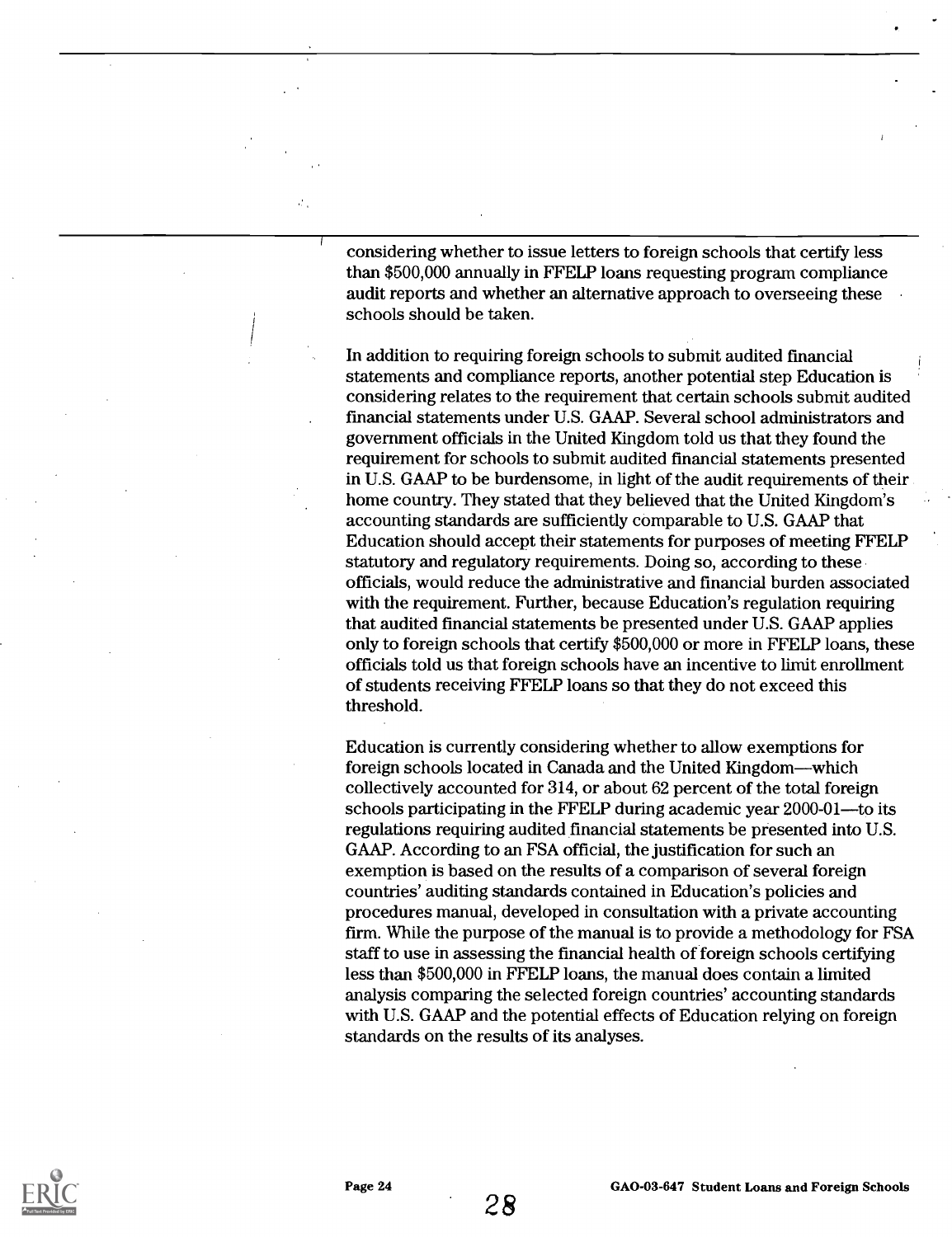considering whether to issue letters to foreign schools that certify less than $500,000 annually in FFELP loans requesting program compliance audit reports and whether an alternative approach to overseeing these schools should be taken.

In addition to requiring foreign schools to submit audited financial statements and compliance reports, another potential step Education is considering relates to the requirement that certain schools submit audited financial statements under U.S. GAAP. Several school administrators and government officials in the United Kingdom told us that they found the requirement for schools to submit audited financial statements presented in U.S. GAAP to be burdensome, in light of the audit requirements of their home country. They stated that they believed that the United Kingdom's accounting standards are sufficiently comparable to U.S. GAAP that Education should accept their statements for purposes of meeting FFELP statutory and regulatory requirements. Doing so, according to these officials, would reduce the administrative and financial burden associated with the requirement. Further, because Education's regulation requiring that audited financial statements be presented under U.S. GAAP applies only to foreign schools that certify $500,000 or more in FFELP loans, these officials told us that foreign schools have an incentive to limit enrollment of students receiving FFELP loans so that they do not exceed this threshold.

Education is currently considering whether to allow exemptions for foreign schools located in Canada and the United Kingdom—which collectively accounted for 314, or about 62 percent of the total foreign schools participating in the FFELP during academic year 2000-01—to its regulations requiring audited financial statements be presented into U.S. GAAP. According to an FSA official, the justification for such an exemption is based on the results of a comparison of several foreign countries' auditing standards contained in Education's policies and procedures manual, developed in consultation with a private accounting firm. While the purpose of the manual is to provide a methodology for FSA staff to use in assessing the financial health of foreign schools certifying less than $500,000 in FFELP loans, the manual does contain a limited analysis comparing the selected foreign countries' accounting standards with U.S. GAAP and the potential effects of Education relying on foreign standards on the results of its analyses.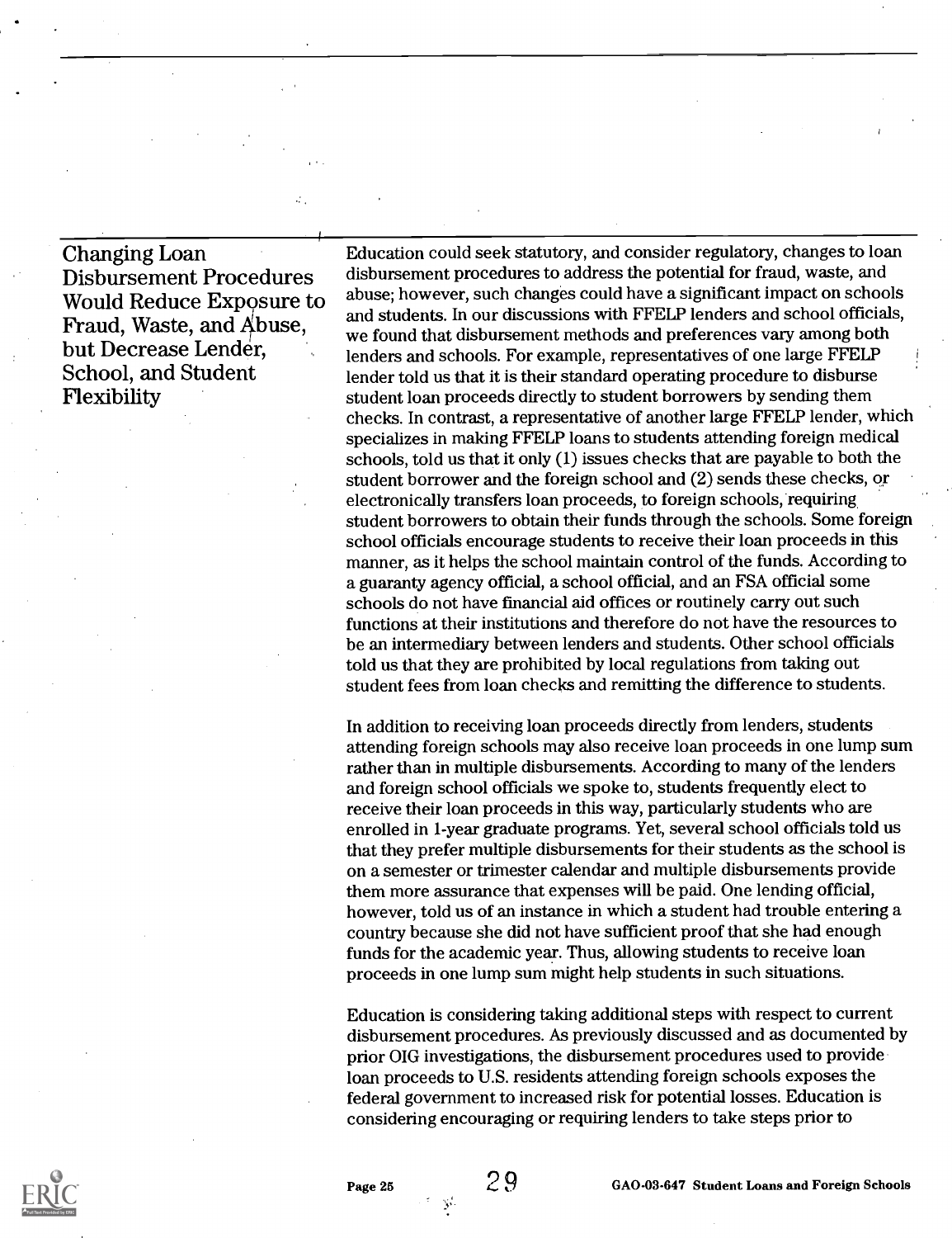## Changing Loan Disbursement Procedures Would Reduce Exposure to Fraud, Waste, and Abuse, but Decrease Lender, School, and Student Flexibility

Education could seek statutory, and consider regulatory, changes to loan disbursement procedures to address the potential for fraud, waste, and abuse; however, such changes could have a significant impact on schools and students. In our discussions with FFELP lenders and school officials, we found that disbursement methods and preferences vary among both lenders and schools. For example, representatives of one large FFELP lender told us that it is their standard operating procedure to disburse student loan proceeds directly to student borrowers by sending them checks. In contrast, a representative of another large FFELP lender, which specializes in making FFELP loans to students attending foreign medical schools, told us that it only (1) issues checks that are payable to both the student borrower and the foreign school and (2) sends these checks, or electronically transfers loan proceeds, to foreign schools, requiring student borrowers to obtain their funds through the schools. Some foreign school officials encourage students to receive their loan proceeds in this manner, as it helps the school maintain control of the funds. According to a guaranty agency official, a school official, and an FSA official some schools do not have financial aid offices or routinely carry out such functions at their institutions and therefore do not have the resources to be an intermediary between lenders and students. Other school officials told us that they are prohibited by local regulations from taking out student fees from loan checks and remitting the difference to students.

In addition to receiving loan proceeds directly from lenders, students attending foreign schools may also receive loan proceeds in one lump sum rather than in multiple disbursements. According to many of the lenders and foreign school officials we spoke to, students frequently elect to receive their loan proceeds in this way, particularly students who are enrolled in 1-year graduate programs. Yet, several school officials told us that they prefer multiple disbursements for their students as the school is on a semester or trimester calendar and multiple disbursements provide them more assurance that expenses will be paid. One lending official, however, told us of an instance in which a student had trouble entering a country because she did not have sufficient proof that she had enough funds for the academic year. Thus, allowing students to receive loan proceeds in one lump sum might help students in such situations.

Education is considering taking additional steps with respect to current disbursement procedures. As previously discussed and as documented by prior OIG investigations, the disbursement procedures used to provide loan proceeds to U.S. residents attending foreign schools exposes the federal government to increased risk for potential losses. Education is considering encouraging or requiring lenders to take steps prior to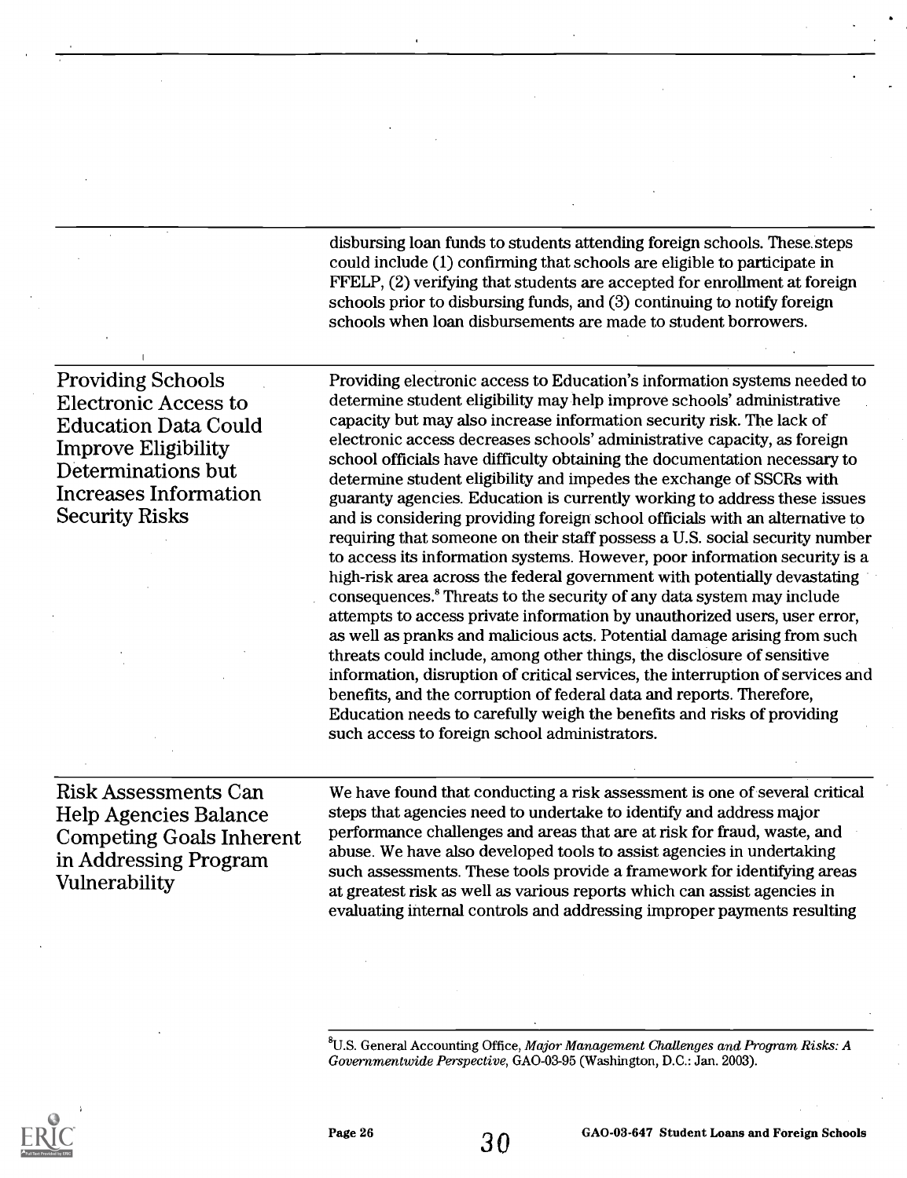disbursing loan funds to students attending foreign schools. These steps could include (1) confirming that schools are eligible to participate in FFELP, (2) verifying that students are accepted for enrollment at foreign schools prior to disbursing funds, and (3) continuing to notify foreign schools when loan disbursements are made to student borrowers.

## Providing Schools Electronic Access to Education Data Could Improve Eligibility Determinations but Increases Information Security Risks

Providing electronic access to Education's information systems needed to determine student eligibility may help improve schools' administrative capacity but may also increase information security risk. The lack of electronic access decreases schools' administrative capacity, as foreign school officials have difficulty obtaining the documentation necessary to determine student eligibility and impedes the exchange of SSCRs with guaranty agencies. Education is currently working to address these issues and is considering providing foreign school officials with an alternative to requiring that someone on their staff possess a U.S. social security number to access its information systems. However, poor information security is a high-risk area across the federal government with potentially devastating consequences.[8] Threats to the security of any data system may include attempts to access private information by unauthorized users, user error, as well as pranks and malicious acts. Potential damage arising from such threats could include, among other things, the disclosure of sensitive information, disruption of critical services, the interruption of services and benefits, and the corruption of federal data and reports. Therefore, Education needs to carefully weigh the benefits and risks of providing such access to foreign school administrators.

## Risk Assessments Can Help Agencies Balance Competing Goals Inherent in Addressing Program Vulnerability

We have found that conducting a risk assessment is one of several critical steps that agencies need to undertake to identify and address major performance challenges and areas that are at risk for fraud, waste, and abuse. We have also developed tools to assist agencies in undertaking such assessments. These tools provide a framework for identifying areas at greatest risk as well as various reports which can assist agencies in evaluating internal controls and addressing improper payments resulting

---

[8] U.S. General Accounting Office, *Major Management Challenges and Program Risks: A Governmentwide Perspective*, GAO-03-95 (Washington, D.C.: Jan. 2003).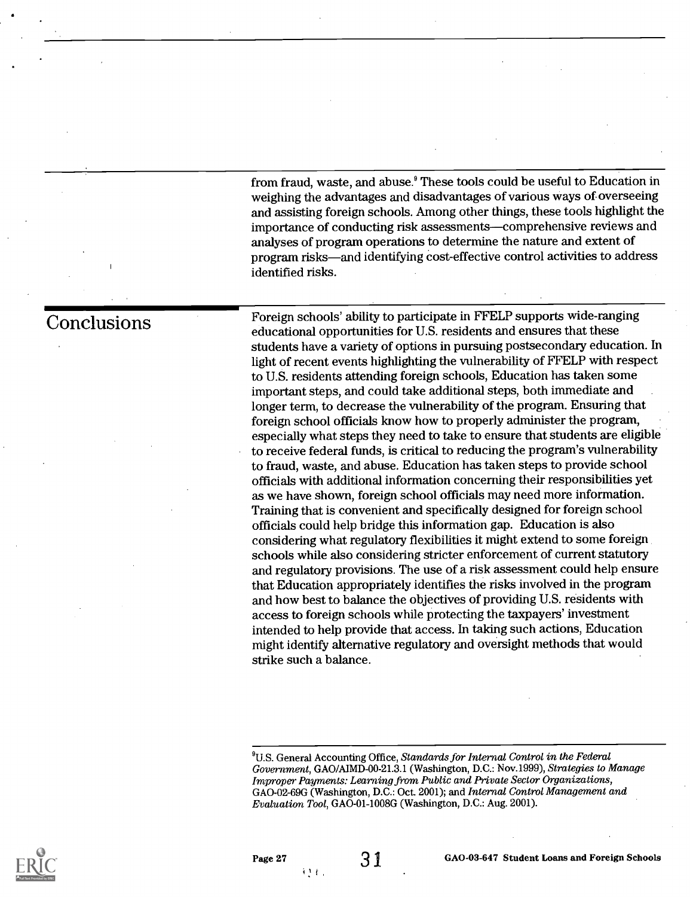from fraud, waste, and abuse.[9] These tools could be useful to Education in weighing the advantages and disadvantages of various ways of overseeing and assisting foreign schools. Among other things, these tools highlight the importance of conducting risk assessments—comprehensive reviews and analyses of program operations to determine the nature and extent of program risks—and identifying cost-effective control activities to address identified risks.

## Conclusions

Foreign schools' ability to participate in FFELP supports wide-ranging educational opportunities for U.S. residents and ensures that these students have a variety of options in pursuing postsecondary education. In light of recent events highlighting the vulnerability of FFELP with respect to U.S. residents attending foreign schools, Education has taken some important steps, and could take additional steps, both immediate and longer term, to decrease the vulnerability of the program. Ensuring that foreign school officials know how to properly administer the program, especially what steps they need to take to ensure that students are eligible to receive federal funds, is critical to reducing the program's vulnerability to fraud, waste, and abuse. Education has taken steps to provide school officials with additional information concerning their responsibilities yet as we have shown, foreign school officials may need more information. Training that is convenient and specifically designed for foreign school officials could help bridge this information gap. Education is also considering what regulatory flexibilities it might extend to some foreign schools while also considering stricter enforcement of current statutory and regulatory provisions. The use of a risk assessment could help ensure that Education appropriately identifies the risks involved in the program and how best to balance the objectives of providing U.S. residents with access to foreign schools while protecting the taxpayers' investment intended to help provide that access. In taking such actions, Education might identify alternative regulatory and oversight methods that would strike such a balance.

---

[9]U.S. General Accounting Office, *Standards for Internal Control in the Federal Government*, GAO/AIMD-00-21.3.1 (Washington, D.C.: Nov.1999), *Strategies to Manage Improper Payments: Learning from Public and Private Sector Organizations*, GAO-02-69G (Washington, D.C.: Oct. 2001); and *Internal Control Management and Evaluation Tool*, GAO-01-1008G (Washington, D.C.: Aug. 2001).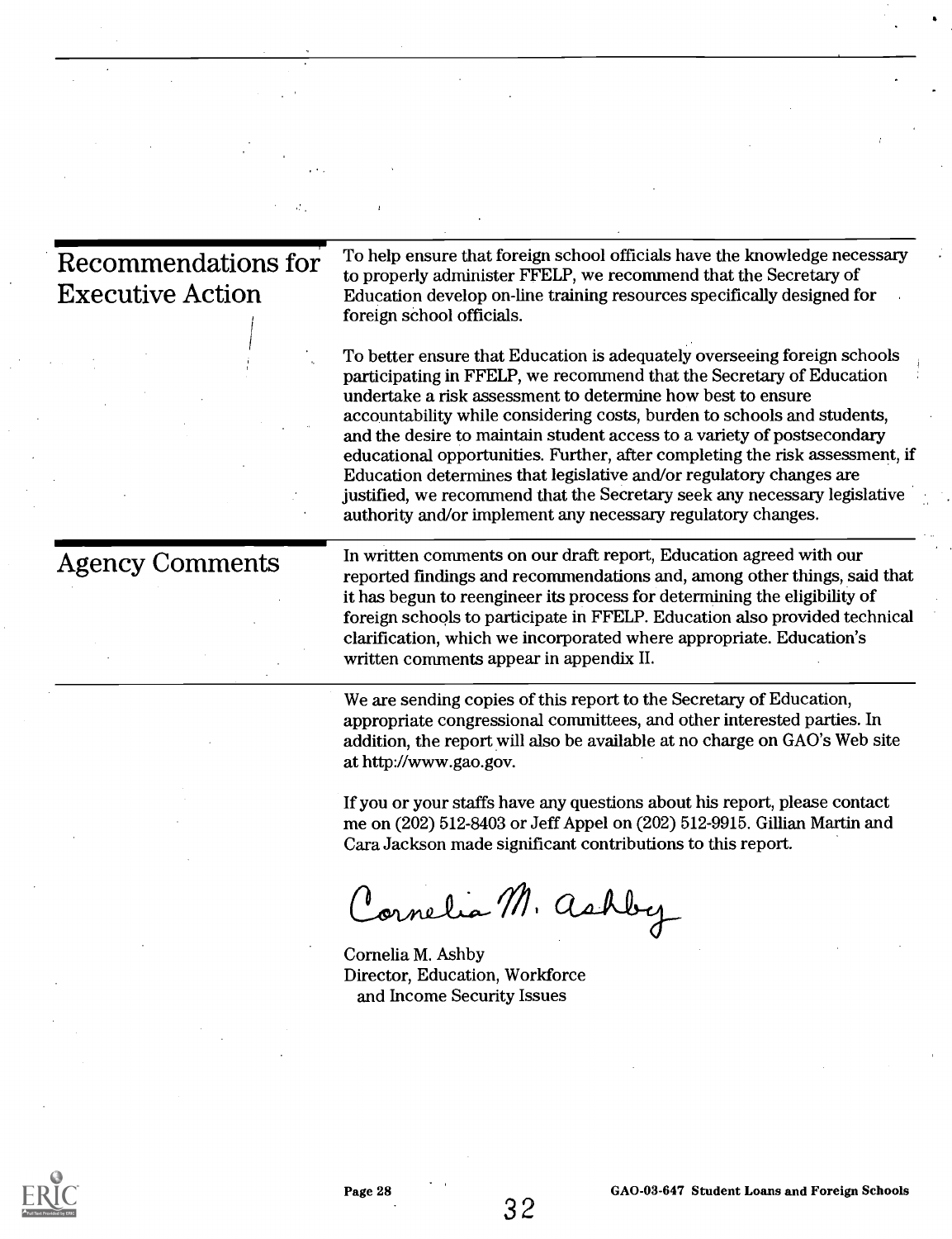## Recommendations for Executive Action

To help ensure that foreign school officials have the knowledge necessary to properly administer FFELP, we recommend that the Secretary of Education develop on-line training resources specifically designed for foreign school officials.

To better ensure that Education is adequately overseeing foreign schools participating in FFELP, we recommend that the Secretary of Education undertake a risk assessment to determine how best to ensure accountability while considering costs, burden to schools and students, and the desire to maintain student access to a variety of postsecondary educational opportunities. Further, after completing the risk assessment, if Education determines that legislative and/or regulatory changes are justified, we recommend that the Secretary seek any necessary legislative authority and/or implement any necessary regulatory changes.

## Agency Comments

In written comments on our draft report, Education agreed with our reported findings and recommendations and, among other things, said that it has begun to reengineer its process for determining the eligibility of foreign schools to participate in FFELP. Education also provided technical clarification, which we incorporated where appropriate. Education's written comments appear in appendix II.

We are sending copies of this report to the Secretary of Education, appropriate congressional committees, and other interested parties. In addition, the report will also be available at no charge on GAO's Web site at http://www.gao.gov.

If you or your staffs have any questions about his report, please contact me on (202) 512-8403 or Jeff Appel on (202) 512-9915. Gillian Martin and Cara Jackson made significant contributions to this report.

Cornelia M. Ashby

Cornelia M. Ashby
Director, Education, Workforce and Income Security Issues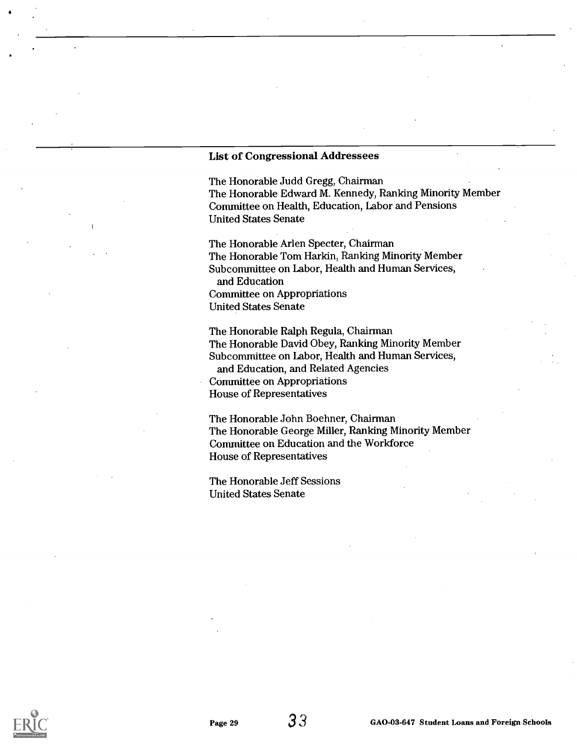**List of Congressional Addressees**

The Honorable Judd Gregg, Chairman
The Honorable Edward M. Kennedy, Ranking Minority Member
Committee on Health, Education, Labor and Pensions
United States Senate

The Honorable Arlen Specter, Chairman
The Honorable Tom Harkin, Ranking Minority Member
Subcommittee on Labor, Health and Human Services, and Education
Committee on Appropriations
United States Senate

The Honorable Ralph Regula, Chairman
The Honorable David Obey, Ranking Minority Member
Subcommittee on Labor, Health and Human Services, and Education, and Related Agencies
Committee on Appropriations
House of Representatives

The Honorable John Boehner, Chairman
The Honorable George Miller, Ranking Minority Member
Committee on Education and the Workforce
House of Representatives

The Honorable Jeff Sessions
United States Senate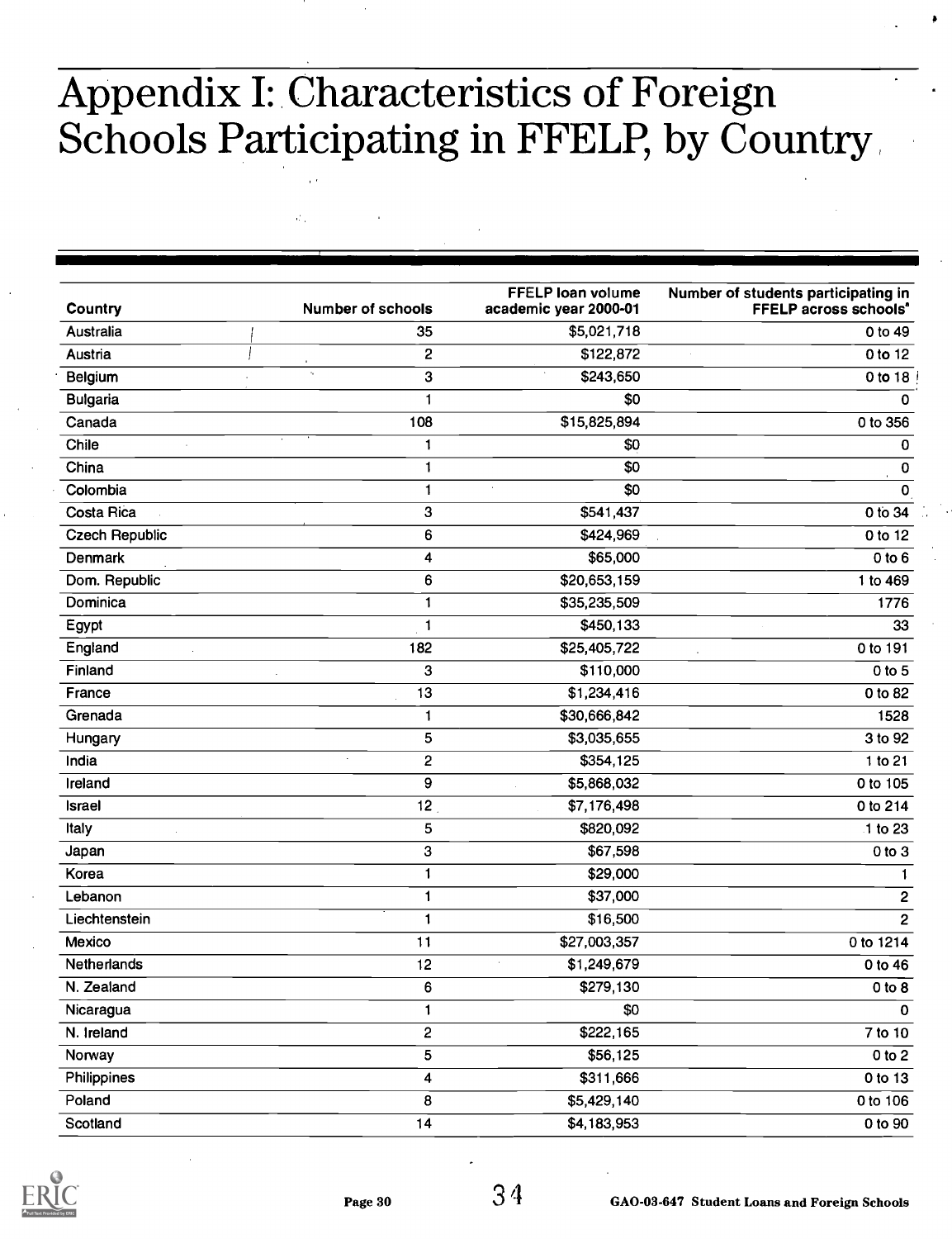# Appendix I: Characteristics of Foreign Schools Participating in FFELP, by Country

| Country | Number of schools | FFELP loan volume academic year 2000-01 | Number of students participating in FFELP across schools[a] |
|---|---|---|---|
| Australia | 35 | $5,021,718 | 0 to 49 |
| Austria | 2 | $122,872 | 0 to 12 |
| Belgium | 3 | $243,650 | 0 to 18 |
| Bulgaria | 1 | $0 | 0 |
| Canada | 108 | $15,825,894 | 0 to 356 |
| Chile | 1 | $0 | 0 |
| China | 1 | $0 | 0 |
| Colombia | 1 | $0 | 0 |
| Costa Rica | 3 | $541,437 | 0 to 34 |
| Czech Republic | 6 | $424,969 | 0 to 12 |
| Denmark | 4 | $65,000 | 0 to 6 |
| Dom. Republic | 6 | $20,653,159 | 1 to 469 |
| Dominica | 1 | $35,235,509 | 1776 |
| Egypt | 1 | $450,133 | 33 |
| England | 182 | $25,405,722 | 0 to 191 |
| Finland | 3 | $110,000 | 0 to 5 |
| France | 13 | $1,234,416 | 0 to 82 |
| Grenada | 1 | $30,666,842 | 1528 |
| Hungary | 5 | $3,035,655 | 3 to 92 |
| India | 2 | $354,125 | 1 to 21 |
| Ireland | 9 | $5,868,032 | 0 to 105 |
| Israel | 12 | $7,176,498 | 0 to 214 |
| Italy | 5 | $820,092 | 1 to 23 |
| Japan | 3 | $67,598 | 0 to 3 |
| Korea | 1 | $29,000 | 1 |
| Lebanon | 1 | $37,000 | 2 |
| Liechtenstein | 1 | $16,500 | 2 |
| Mexico | 11 | $27,003,357 | 0 to 1214 |
| Netherlands | 12 | $1,249,679 | 0 to 46 |
| N. Zealand | 6 | $279,130 | 0 to 8 |
| Nicaragua | 1 | $0 | 0 |
| N. Ireland | 2 | $222,165 | 7 to 10 |
| Norway | 5 | $56,125 | 0 to 2 |
| Philippines | 4 | $311,666 | 0 to 13 |
| Poland | 8 | $5,429,140 | 0 to 106 |
| Scotland | 14 | $4,183,953 | 0 to 90 |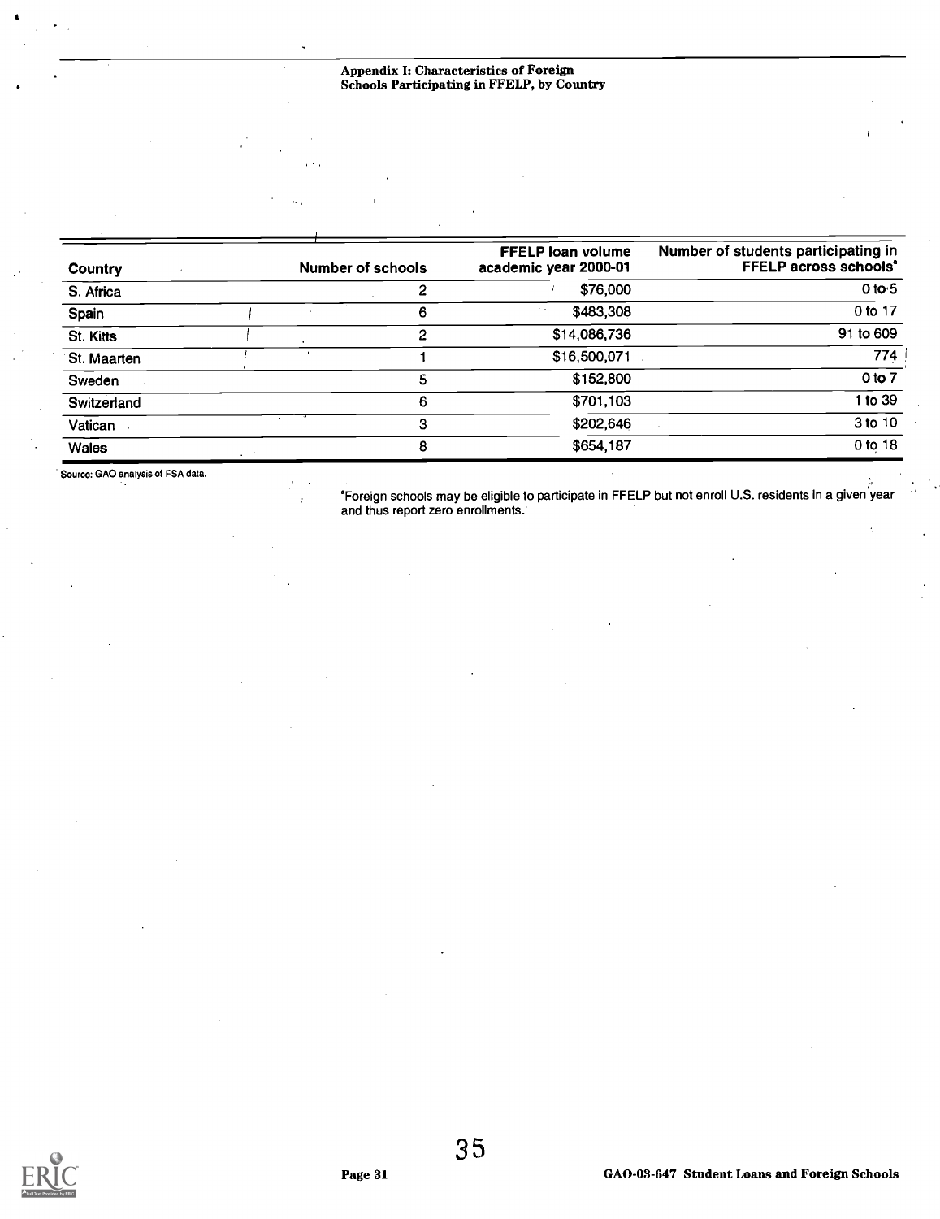| Country | Number of schools | FFELP loan volume academic year 2000-01 | Number of students participating in FFELP across schools[a] |
|---|---|---|---|
| S. Africa | 2 | $76,000 | 0 to 5 |
| Spain | 6 | $483,308 | 0 to 17 |
| St. Kitts | 2 | $14,086,736 | 91 to 609 |
| St. Maarten | 1 | $16,500,071 | 774 |
| Sweden | 5 | $152,800 | 0 to 7 |
| Switzerland | 6 | $701,103 | 1 to 39 |
| Vatican | 3 | $202,646 | 3 to 10 |
| Wales | 8 | $654,187 | 0 to 18 |

Source: GAO analysis of FSA data.

[a]Foreign schools may be eligible to participate in FFELP but not enroll U.S. residents in a given year and thus report zero enrollments.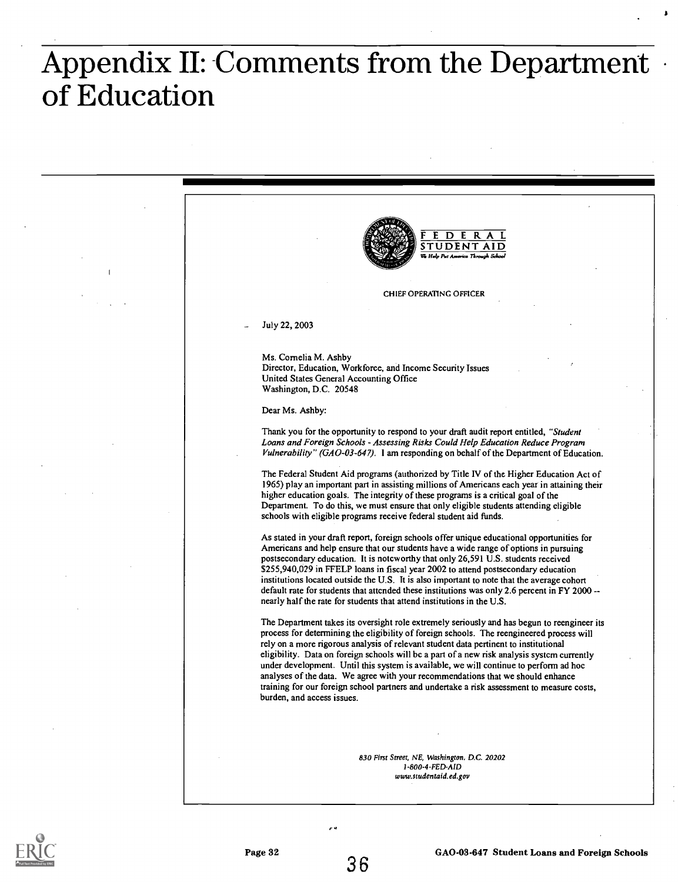# Appendix II: Comments from the Department of Education

FEDERAL STUDENT AID
We Help Put America Through School

CHIEF OPERATING OFFICER

July 22, 2003

Ms. Cornelia M. Ashby
Director, Education, Workforce, and Income Security Issues
United States General Accounting Office
Washington, D.C. 20548

Dear Ms. Ashby:

Thank you for the opportunity to respond to your draft audit report entitled, *"Student Loans and Foreign Schools - Assessing Risks Could Help Education Reduce Program Vulnerability" (GAO-03-647).* I am responding on behalf of the Department of Education.

The Federal Student Aid programs (authorized by Title IV of the Higher Education Act of 1965) play an important part in assisting millions of Americans each year in attaining their higher education goals. The integrity of these programs is a critical goal of the Department. To do this, we must ensure that only eligible students attending eligible schools with eligible programs receive federal student aid funds.

As stated in your draft report, foreign schools offer unique educational opportunities for Americans and help ensure that our students have a wide range of options in pursuing postsecondary education. It is noteworthy that only 26,591 U.S. students received $255,940,029 in FFELP loans in fiscal year 2002 to attend postsecondary education institutions located outside the U.S. It is also important to note that the average cohort default rate for students that attended these institutions was only 2.6 percent in FY 2000 -- nearly half the rate for students that attend institutions in the U.S.

The Department takes its oversight role extremely seriously and has begun to reengineer its process for determining the eligibility of foreign schools. The reengineered process will rely on a more rigorous analysis of relevant student data pertinent to institutional eligibility. Data on foreign schools will be a part of a new risk analysis system currently under development. Until this system is available, we will continue to perform ad hoc analyses of the data. We agree with your recommendations that we should enhance training for our foreign school partners and undertake a risk assessment to measure costs, burden, and access issues.

*830 First Street, NE, Washington, D.C. 20202*
*1-800-4-FED-AID*
*www.studentaid.ed.gov*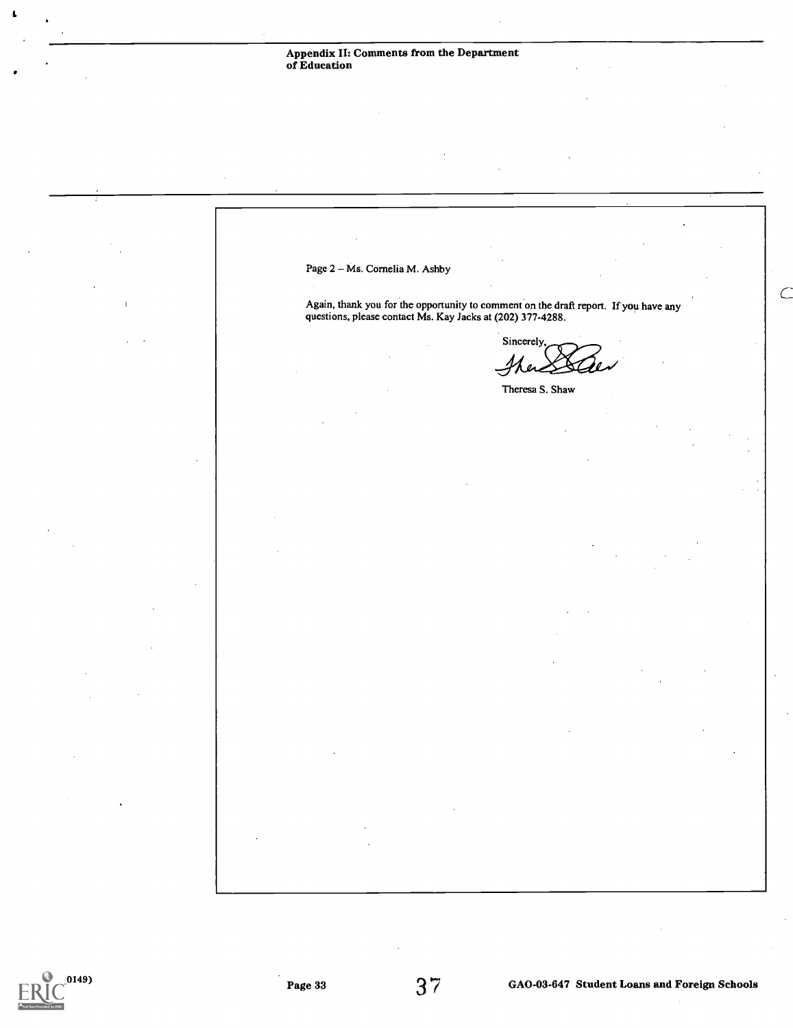## Appendix II: Comments from the Department of Education

Page 2 – Ms. Cornelia M. Ashby

Again, thank you for the opportunity to comment on the draft report. If you have any questions, please contact Ms. Kay Jacks at (202) 377-4288.

Sincerely,

Theresa S. Shaw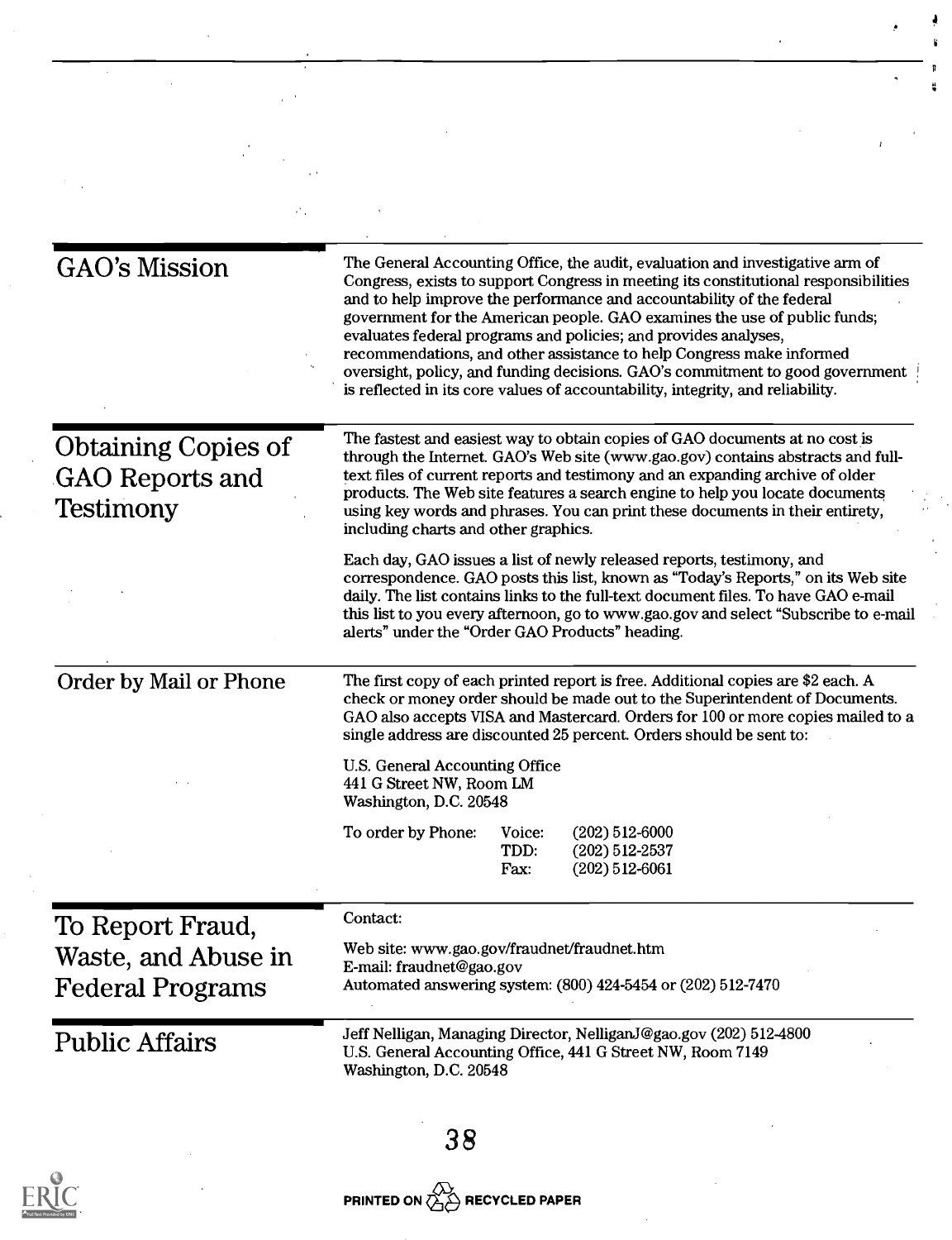## GAO's Mission

The General Accounting Office, the audit, evaluation and investigative arm of Congress, exists to support Congress in meeting its constitutional responsibilities and to help improve the performance and accountability of the federal government for the American people. GAO examines the use of public funds; evaluates federal programs and policies; and provides analyses, recommendations, and other assistance to help Congress make informed oversight, policy, and funding decisions. GAO's commitment to good government is reflected in its core values of accountability, integrity, and reliability.

## Obtaining Copies of GAO Reports and Testimony

The fastest and easiest way to obtain copies of GAO documents at no cost is through the Internet. GAO's Web site (www.gao.gov) contains abstracts and full-text files of current reports and testimony and an expanding archive of older products. The Web site features a search engine to help you locate documents using key words and phrases. You can print these documents in their entirety, including charts and other graphics.

Each day, GAO issues a list of newly released reports, testimony, and correspondence. GAO posts this list, known as "Today's Reports," on its Web site daily. The list contains links to the full-text document files. To have GAO e-mail this list to you every afternoon, go to www.gao.gov and select "Subscribe to e-mail alerts" under the "Order GAO Products" heading.

## Order by Mail or Phone

The first copy of each printed report is free. Additional copies are $2 each. A check or money order should be made out to the Superintendent of Documents. GAO also accepts VISA and Mastercard. Orders for 100 or more copies mailed to a single address are discounted 25 percent. Orders should be sent to:

U.S. General Accounting Office
441 G Street NW, Room LM
Washington, D.C. 20548

To order by Phone:
- Voice: (202) 512-6000
- TDD: (202) 512-2537
- Fax: (202) 512-6061

## To Report Fraud, Waste, and Abuse in Federal Programs

Contact:

Web site: www.gao.gov/fraudnet/fraudnet.htm
E-mail: fraudnet@gao.gov
Automated answering system: (800) 424-5454 or (202) 512-7470

## Public Affairs

Jeff Nelligan, Managing Director, NelliganJ@gao.gov (202) 512-4800
U.S. General Accounting Office, 441 G Street NW, Room 7149
Washington, D.C. 20548

PRINTED ON RECYCLED PAPER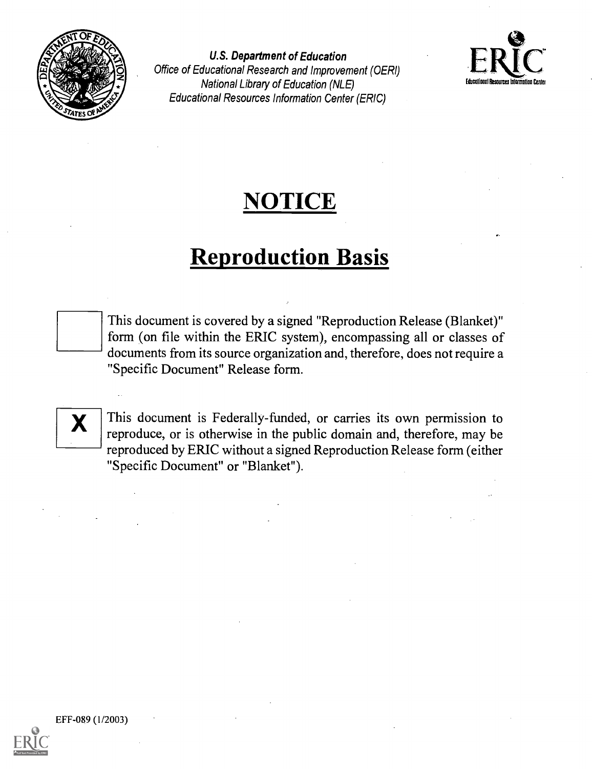**U.S. Department of Education**
*Office of Educational Research and Improvement (OERI)*
*National Library of Education (NLE)*
*Educational Resources Information Center (ERIC)*

# NOTICE

# Reproduction Basis

- [ ] This document is covered by a signed "Reproduction Release (Blanket)" form (on file within the ERIC system), encompassing all or classes of documents from its source organization and, therefore, does not require a "Specific Document" Release form.

- [X] This document is Federally-funded, or carries its own permission to reproduce, or is otherwise in the public domain and, therefore, may be reproduced by ERIC without a signed Reproduction Release form (either "Specific Document" or "Blanket").

EFF-089 (1/2003)